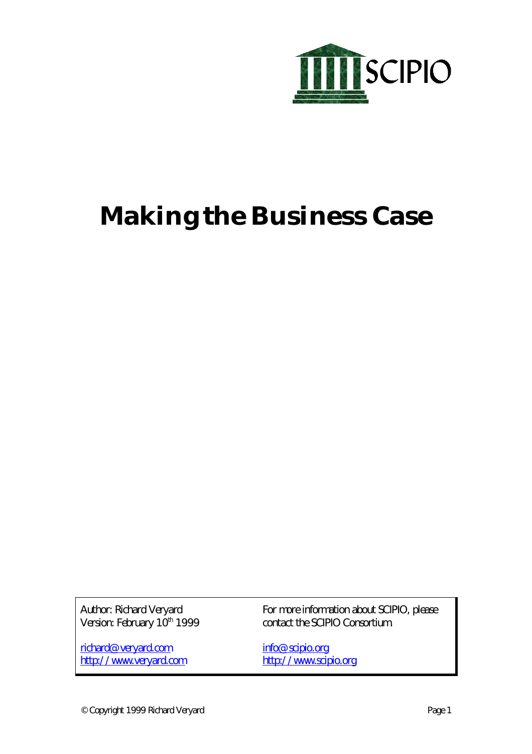SCIPIO

# Making the Business Case

Author: Richard Veryard
Version: February 10th 1999

richard@veryard.com
http://www.veryard.com

For more information about SCIPIO, please contact the SCIPIO Consortium

info@scipio.org
http://www.scipio.org

© Copyright 1999 Richard Veryard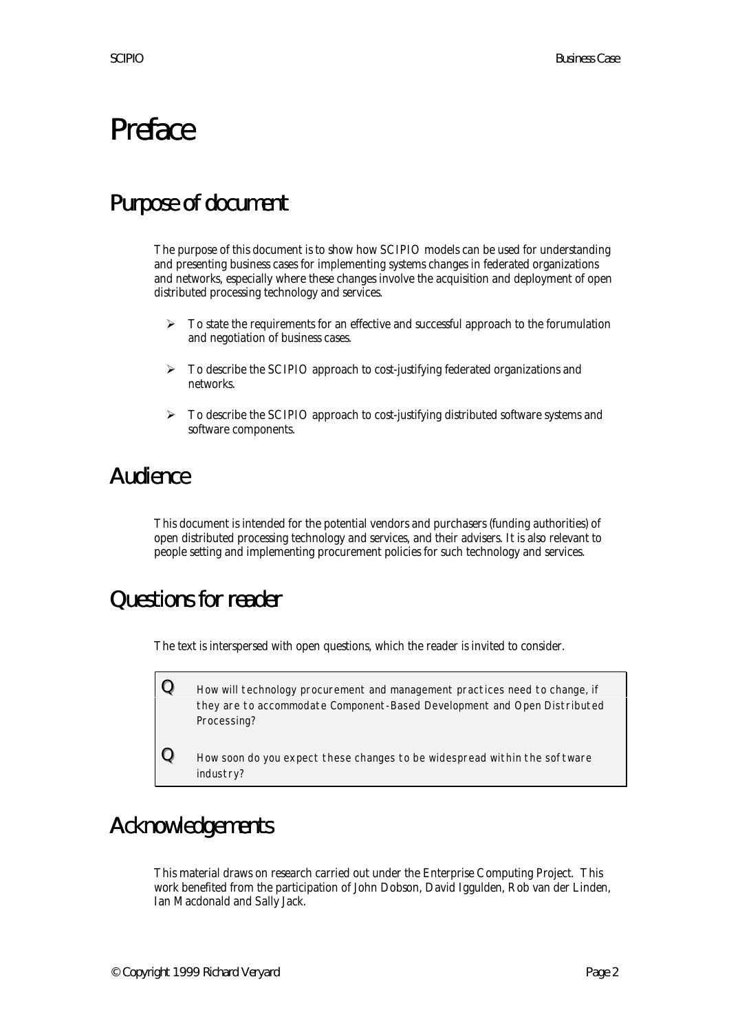# Preface

## Purpose of document

The purpose of this document is to show how SCIPIO models can be used for understanding and presenting business cases for implementing systems changes in federated organizations and networks, especially where these changes involve the acquisition and deployment of open distributed processing technology and services.

- To state the requirements for an effective and successful approach to the forumulation and negotiation of business cases.
- To describe the SCIPIO approach to cost-justifying federated organizations and networks.
- To describe the SCIPIO approach to cost-justifying distributed software systems and software components.

## Audience

This document is intended for the potential vendors and purchasers (funding authorities) of open distributed processing technology and services, and their advisers. It is also relevant to people setting and implementing procurement policies for such technology and services.

## Questions for reader

The text is interspersed with open questions, which the reader is invited to consider.

> **Q** How will technology procurement and management practices need to change, if they are to accommodate Component-Based Development and Open Distributed Processing?
>
> **Q** How soon do you expect these changes to be widespread within the software industry?

## Acknowledgements

This material draws on research carried out under the Enterprise Computing Project. This work benefited from the participation of John Dobson, David Iggulden, Rob van der Linden, Ian Macdonald and Sally Jack.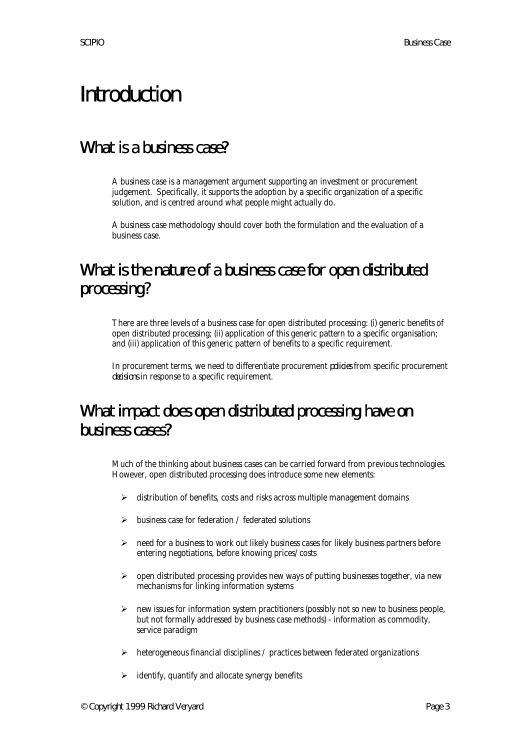# Introduction

## What is a business case?

A business case is a management argument supporting an investment or procurement judgement. Specifically, it supports the adoption by a specific organization of a specific solution, and is centred around what people might actually do.

A business case methodology should cover both the formulation and the evaluation of a business case.

## What is the nature of a business case for open distributed processing?

There are three levels of a business case for open distributed processing: (i) generic benefits of open distributed processing; (ii) application of this generic pattern to a specific organisation; and (iii) application of this generic pattern of benefits to a specific requirement.

In procurement terms, we need to differentiate procurement *policies* from specific procurement *decisions* in response to a specific requirement.

## What impact does open distributed processing have on business cases?

Much of the thinking about business cases can be carried forward from previous technologies. However, open distributed processing does introduce some new elements:

- distribution of benefits, costs and risks across multiple management domains
- business case for federation / federated solutions
- need for a business to work out likely business cases for likely business partners before entering negotiations, before knowing prices/costs
- open distributed processing provides new ways of putting businesses together, via new mechanisms for linking information systems
- new issues for information system practitioners (possibly not so new to business people, but not formally addressed by business case methods) - information as commodity, service paradigm
- heterogeneous financial disciplines / practices between federated organizations
- identify, quantify and allocate synergy benefits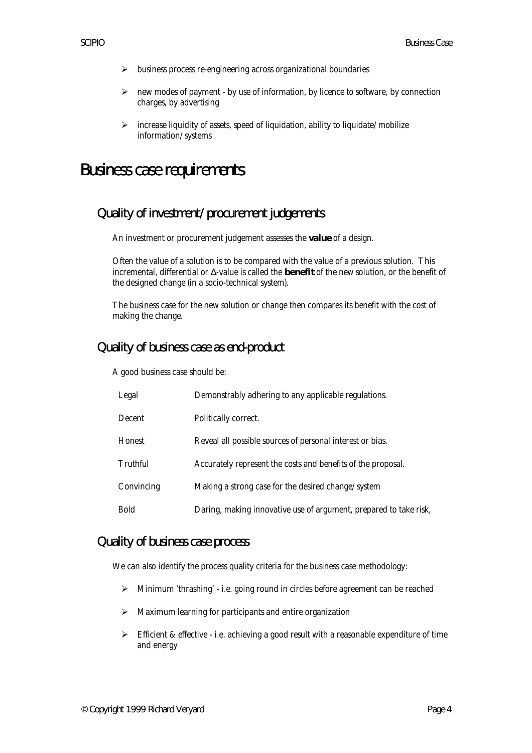- business process re-engineering across organizational boundaries
- new modes of payment - by use of information, by licence to software, by connection charges, by advertising
- increase liquidity of assets, speed of liquidation, ability to liquidate/mobilize information/systems

# Business case requirements

## Quality of investment/procurement judgements

An investment or procurement judgement assesses the **value** of a design.

Often the value of a solution is to be compared with the value of a previous solution. This incremental, differential or $\Delta$-value is called the **benefit** of the new solution, or the benefit of the designed change (in a socio-technical system).

The business case for the new solution or change then compares its benefit with the cost of making the change.

## Quality of business case as end-product

A good business case should be:

| | |
|---|---|
| Legal | Demonstrably adhering to any applicable regulations. |
| Decent | Politically correct. |
| Honest | Reveal all possible sources of personal interest or bias. |
| Truthful | Accurately represent the costs and benefits of the proposal. |
| Convincing | Making a strong case for the desired change/system |
| Bold | Daring, making innovative use of argument, prepared to take risk, |

## Quality of business case process

We can also identify the process quality criteria for the business case methodology:

- Minimum 'thrashing' - i.e. going round in circles before agreement can be reached
- Maximum learning for participants and entire organization
- Efficient & effective - i.e. achieving a good result with a reasonable expenditure of time and energy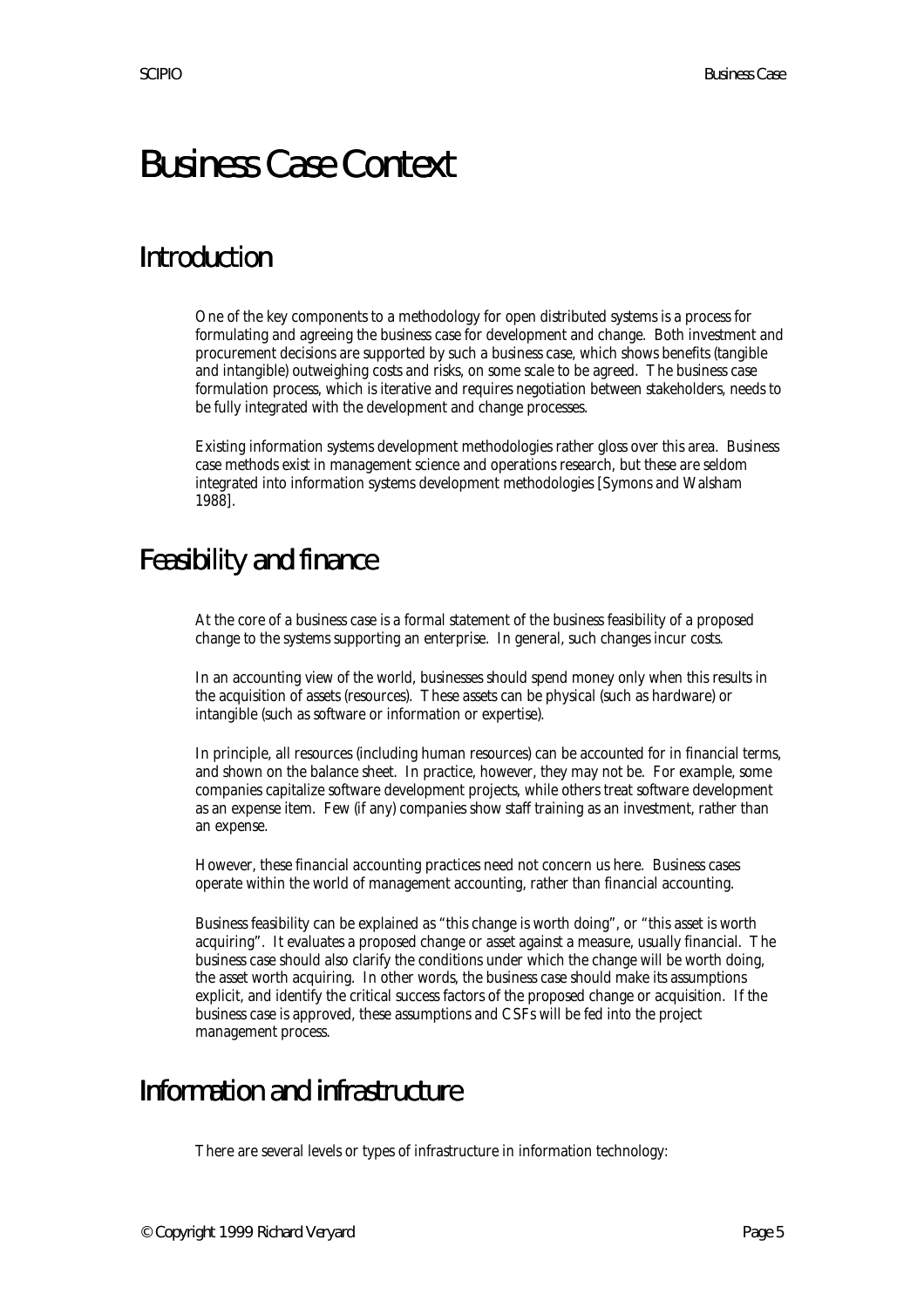# Business Case Context

## Introduction

One of the key components to a methodology for open distributed systems is a process for formulating and agreeing the business case for development and change. Both investment and procurement decisions are supported by such a business case, which shows benefits (tangible and intangible) outweighing costs and risks, on some scale to be agreed. The business case formulation process, which is iterative and requires negotiation between stakeholders, needs to be fully integrated with the development and change processes.

Existing information systems development methodologies rather gloss over this area. Business case methods exist in management science and operations research, but these are seldom integrated into information systems development methodologies [Symons and Walsham 1988].

## Feasibility and finance

At the core of a business case is a formal statement of the business feasibility of a proposed change to the systems supporting an enterprise. In general, such changes incur costs.

In an accounting view of the world, businesses should spend money only when this results in the acquisition of assets (resources). These assets can be physical (such as hardware) or intangible (such as software or information or expertise).

In principle, all resources (including human resources) can be accounted for in financial terms, and shown on the balance sheet. In practice, however, they may not be. For example, some companies capitalize software development projects, while others treat software development as an expense item. Few (if any) companies show staff training as an investment, rather than an expense.

However, these financial accounting practices need not concern us here. Business cases operate within the world of management accounting, rather than financial accounting.

Business feasibility can be explained as "this change is worth doing", or "this asset is worth acquiring". It evaluates a proposed change or asset against a measure, usually financial. The business case should also clarify the conditions under which the change will be worth doing, the asset worth acquiring. In other words, the business case should make its assumptions explicit, and identify the critical success factors of the proposed change or acquisition. If the business case is approved, these assumptions and CSFs will be fed into the project management process.

## Information and infrastructure

There are several levels or types of infrastructure in information technology: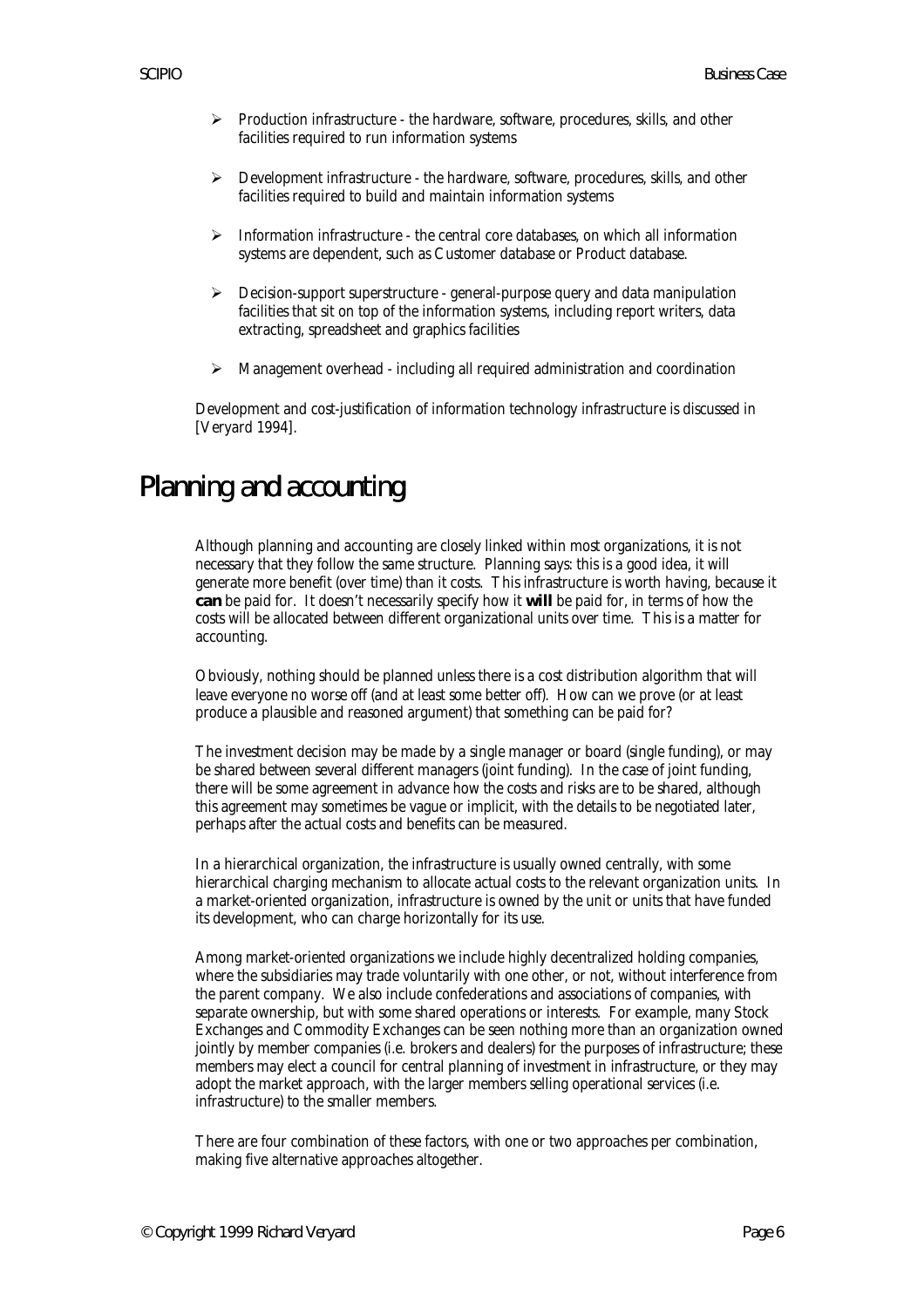- Production infrastructure - the hardware, software, procedures, skills, and other facilities required to run information systems
- Development infrastructure - the hardware, software, procedures, skills, and other facilities required to build and maintain information systems
- Information infrastructure - the central core databases, on which all information systems are dependent, such as Customer database or Product database.
- Decision-support superstructure - general-purpose query and data manipulation facilities that sit on top of the information systems, including report writers, data extracting, spreadsheet and graphics facilities
- Management overhead - including all required administration and coordination

Development and cost-justification of information technology infrastructure is discussed in [Veryard 1994].

# Planning and accounting

Although planning and accounting are closely linked within most organizations, it is not necessary that they follow the same structure. Planning says: this is a good idea, it will generate more benefit (over time) than it costs. This infrastructure is worth having, because it **can** be paid for. It doesn't necessarily specify how it **will** be paid for, in terms of how the costs will be allocated between different organizational units over time. This is a matter for accounting.

Obviously, nothing should be planned unless there is a cost distribution algorithm that will leave everyone no worse off (and at least some better off). How can we prove (or at least produce a plausible and reasoned argument) that something can be paid for?

The investment decision may be made by a single manager or board (single funding), or may be shared between several different managers (joint funding). In the case of joint funding, there will be some agreement in advance how the costs and risks are to be shared, although this agreement may sometimes be vague or implicit, with the details to be negotiated later, perhaps after the actual costs and benefits can be measured.

In a hierarchical organization, the infrastructure is usually owned centrally, with some hierarchical charging mechanism to allocate actual costs to the relevant organization units. In a market-oriented organization, infrastructure is owned by the unit or units that have funded its development, who can charge horizontally for its use.

Among market-oriented organizations we include highly decentralized holding companies, where the subsidiaries may trade voluntarily with one other, or not, without interference from the parent company. We also include confederations and associations of companies, with separate ownership, but with some shared operations or interests. For example, many Stock Exchanges and Commodity Exchanges can be seen nothing more than an organization owned jointly by member companies (i.e. brokers and dealers) for the purposes of infrastructure; these members may elect a council for central planning of investment in infrastructure, or they may adopt the market approach, with the larger members selling operational services (i.e. infrastructure) to the smaller members.

There are four combination of these factors, with one or two approaches per combination, making five alternative approaches altogether.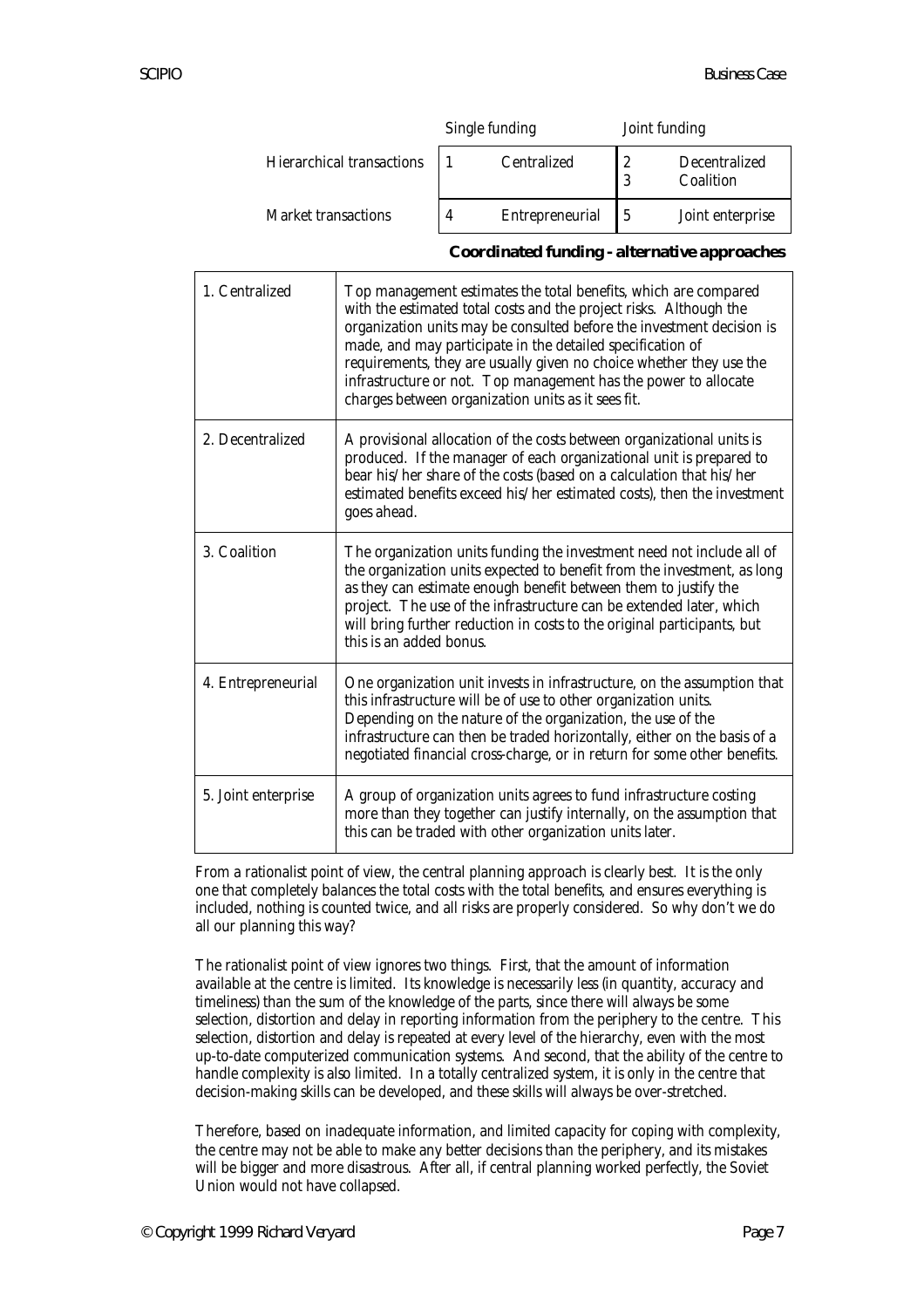| | Single funding | | Joint funding | |
|---|---|---|---|---|
| Hierarchical transactions | 1 | Centralized | 2<br>3 | Decentralized<br>Coalition |
| Market transactions | 4 | Entrepreneurial | 5 | Joint enterprise |

**Coordinated funding - alternative approaches**

| | |
|---|---|
| 1. Centralized | Top management estimates the total benefits, which are compared with the estimated total costs and the project risks. Although the organization units may be consulted before the investment decision is made, and may participate in the detailed specification of requirements, they are usually given no choice whether they use the infrastructure or not. Top management has the power to allocate charges between organization units as it sees fit. |
| 2. Decentralized | A provisional allocation of the costs between organizational units is produced. If the manager of each organizational unit is prepared to bear his/her share of the costs (based on a calculation that his/her estimated benefits exceed his/her estimated costs), then the investment goes ahead. |
| 3. Coalition | The organization units funding the investment need not include all of the organization units expected to benefit from the investment, as long as they can estimate enough benefit between them to justify the project. The use of the infrastructure can be extended later, which will bring further reduction in costs to the original participants, but this is an added bonus. |
| 4. Entrepreneurial | One organization unit invests in infrastructure, on the assumption that this infrastructure will be of use to other organization units. Depending on the nature of the organization, the use of the infrastructure can then be traded horizontally, either on the basis of a negotiated financial cross-charge, or in return for some other benefits. |
| 5. Joint enterprise | A group of organization units agrees to fund infrastructure costing more than they together can justify internally, on the assumption that this can be traded with other organization units later. |

From a rationalist point of view, the central planning approach is clearly best. It is the only one that completely balances the total costs with the total benefits, and ensures everything is included, nothing is counted twice, and all risks are properly considered. So why don't we do all our planning this way?

The rationalist point of view ignores two things. First, that the amount of information available at the centre is limited. Its knowledge is necessarily less (in quantity, accuracy and timeliness) than the sum of the knowledge of the parts, since there will always be some selection, distortion and delay in reporting information from the periphery to the centre. This selection, distortion and delay is repeated at every level of the hierarchy, even with the most up-to-date computerized communication systems. And second, that the ability of the centre to handle complexity is also limited. In a totally centralized system, it is only in the centre that decision-making skills can be developed, and these skills will always be over-stretched.

Therefore, based on inadequate information, and limited capacity for coping with complexity, the centre may not be able to make any better decisions than the periphery, and its mistakes will be bigger and more disastrous. After all, if central planning worked perfectly, the Soviet Union would not have collapsed.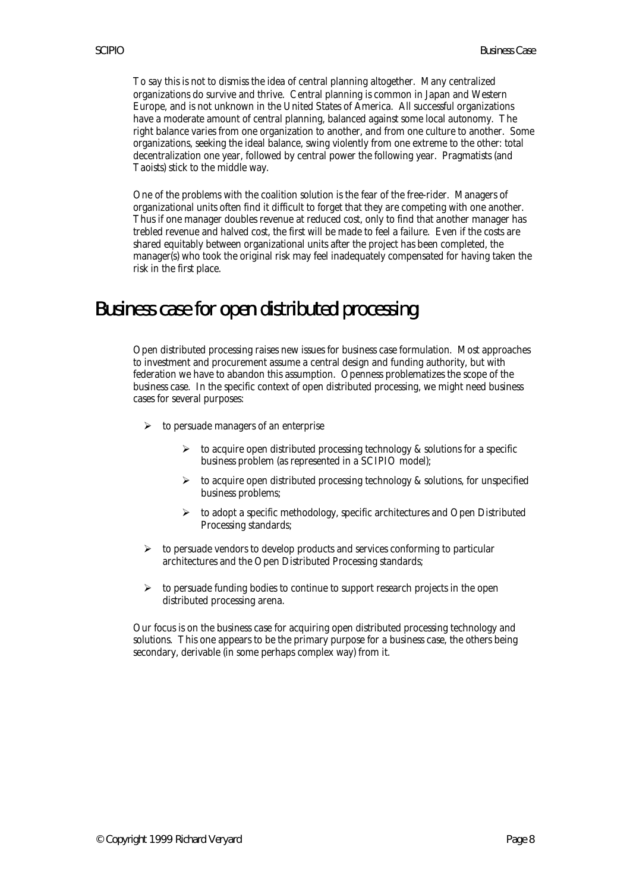To say this is not to dismiss the idea of central planning altogether. Many centralized organizations do survive and thrive. Central planning is common in Japan and Western Europe, and is not unknown in the United States of America. All successful organizations have a moderate amount of central planning, balanced against some local autonomy. The right balance varies from one organization to another, and from one culture to another. Some organizations, seeking the ideal balance, swing violently from one extreme to the other: total decentralization one year, followed by central power the following year. Pragmatists (and Taoists) stick to the middle way.

One of the problems with the coalition solution is the fear of the free-rider. Managers of organizational units often find it difficult to forget that they are competing with one another. Thus if one manager doubles revenue at reduced cost, only to find that another manager has trebled revenue and halved cost, the first will be made to feel a failure. Even if the costs are shared equitably between organizational units after the project has been completed, the manager(s) who took the original risk may feel inadequately compensated for having taken the risk in the first place.

# Business case for open distributed processing

Open distributed processing raises new issues for business case formulation. Most approaches to investment and procurement assume a central design and funding authority, but with federation we have to abandon this assumption. Openness problematizes the scope of the business case. In the specific context of open distributed processing, we might need business cases for several purposes:

- to persuade managers of an enterprise
    - to acquire open distributed processing technology & solutions for a specific business problem (as represented in a SCIPIO model);
    - to acquire open distributed processing technology & solutions, for unspecified business problems;
    - to adopt a specific methodology, specific architectures and Open Distributed Processing standards;
- to persuade vendors to develop products and services conforming to particular architectures and the Open Distributed Processing standards;
- to persuade funding bodies to continue to support research projects in the open distributed processing arena.

Our focus is on the business case for acquiring open distributed processing technology and solutions. This one appears to be the primary purpose for a business case, the others being secondary, derivable (in some perhaps complex way) from it.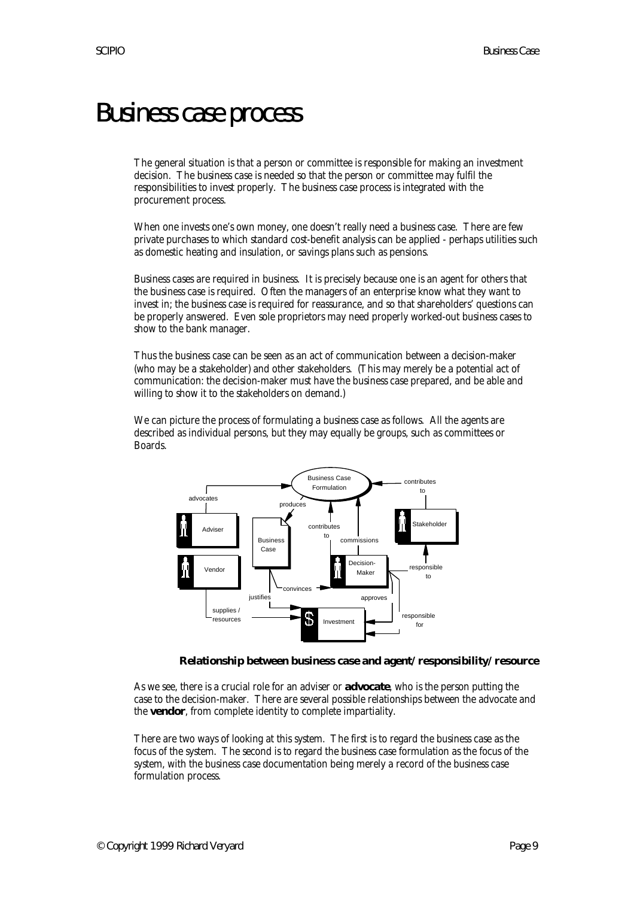# Business case process

The general situation is that a person or committee is responsible for making an investment decision. The business case is needed so that the person or committee may fulfil the responsibilities to invest properly. The business case process is integrated with the procurement process.

When one invests one's own money, one doesn't really need a business case. There are few private purchases to which standard cost-benefit analysis can be applied - perhaps utilities such as domestic heating and insulation, or savings plans such as pensions.

Business cases are required in business. It is precisely because one is an agent for others that the business case is required. Often the managers of an enterprise know what they want to invest in; the business case is required for reassurance, and so that shareholders' questions can be properly answered. Even sole proprietors may need properly worked-out business cases to show to the bank manager.

Thus the business case can be seen as an act of communication between a decision-maker (who may be a stakeholder) and other stakeholders. (This may merely be a potential act of communication: the decision-maker must have the business case prepared, and be able and willing to show it to the stakeholders on demand.)

We can picture the process of formulating a business case as follows. All the agents are described as individual persons, but they may equally be groups, such as committees or Boards.

**Relationship between business case and agent/responsibility/resource**

As we see, there is a crucial role for an adviser or **advocate**, who is the person putting the case to the decision-maker. There are several possible relationships between the advocate and the **vendor**, from complete identity to complete impartiality.

There are two ways of looking at this system. The first is to regard the business case as the focus of the system. The second is to regard the business case formulation as the focus of the system, with the business case documentation being merely a record of the business case formulation process.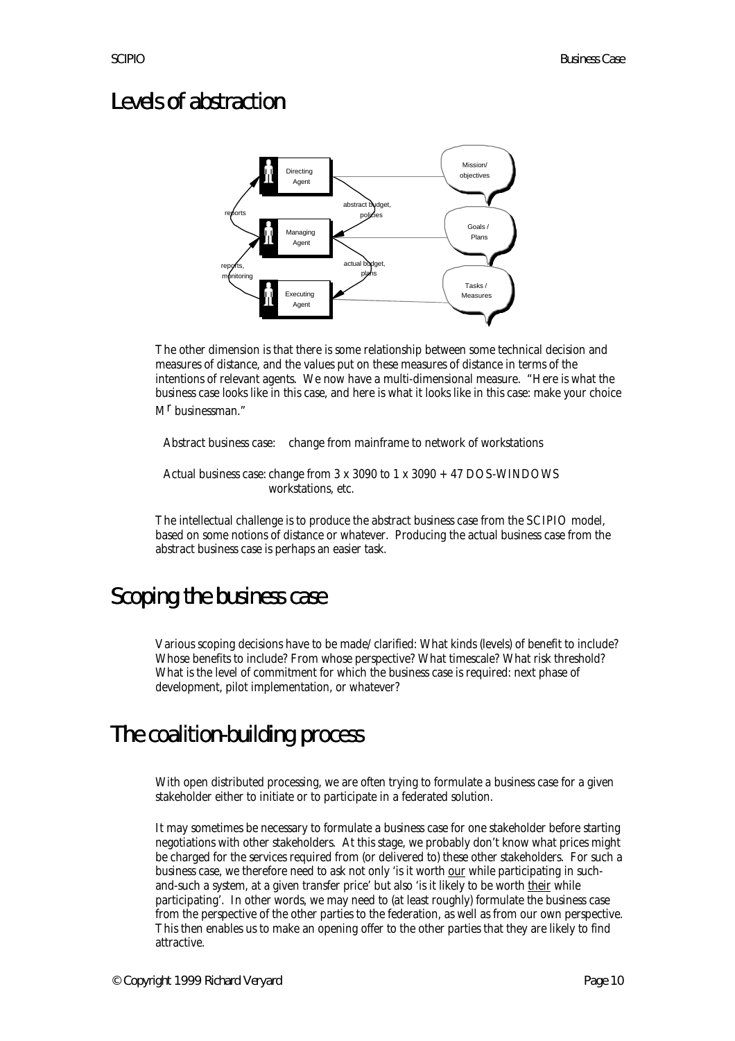# Levels of abstraction

The other dimension is that there is some relationship between some technical decision and measures of distance, and the values put on these measures of distance in terms of the intentions of relevant agents. We now have a multi-dimensional measure. "Here is what the business case looks like in this case, and here is what it looks like in this case: make your choice M$^{r}$ businessman."

Abstract business case: change from mainframe to network of workstations

Actual business case: change from 3 x 3090 to 1 x 3090 + 47 DOS-WINDOWS workstations, etc.

The intellectual challenge is to produce the abstract business case from the SCIPIO model, based on some notions of distance or whatever. Producing the actual business case from the abstract business case is perhaps an easier task.

# Scoping the business case

Various scoping decisions have to be made/clarified: What kinds (levels) of benefit to include? Whose benefits to include? From whose perspective? What timescale? What risk threshold? What is the level of commitment for which the business case is required: next phase of development, pilot implementation, or whatever?

# The coalition-building process

With open distributed processing, we are often trying to formulate a business case for a given stakeholder either to initiate or to participate in a federated solution.

It may sometimes be necessary to formulate a business case for one stakeholder before starting negotiations with other stakeholders. At this stage, we probably don't know what prices might be charged for the services required from (or delivered to) these other stakeholders. For such a business case, we therefore need to ask not only 'is it worth our while participating in such-and-such a system, at a given transfer price' but also 'is it likely to be worth their while participating'. In other words, we may need to (at least roughly) formulate the business case from the perspective of the other parties to the federation, as well as from our own perspective. This then enables us to make an opening offer to the other parties that they are likely to find attractive.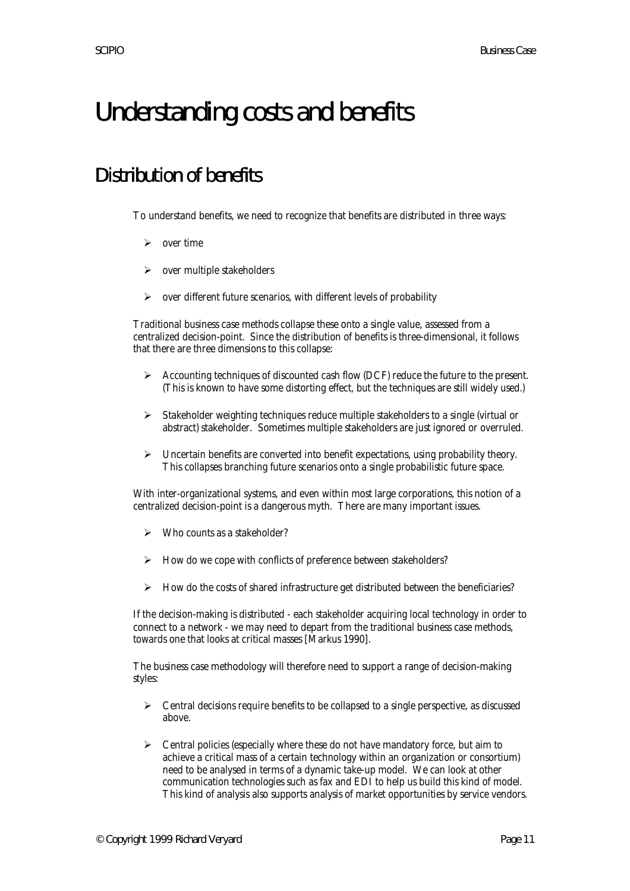# Understanding costs and benefits

## Distribution of benefits

To understand benefits, we need to recognize that benefits are distributed in three ways:

- over time
- over multiple stakeholders
- over different future scenarios, with different levels of probability

Traditional business case methods collapse these onto a single value, assessed from a centralized decision-point. Since the distribution of benefits is three-dimensional, it follows that there are three dimensions to this collapse:

- Accounting techniques of discounted cash flow (DCF) reduce the future to the present. (This is known to have some distorting effect, but the techniques are still widely used.)
- Stakeholder weighting techniques reduce multiple stakeholders to a single (virtual or abstract) stakeholder. Sometimes multiple stakeholders are just ignored or overruled.
- Uncertain benefits are converted into benefit expectations, using probability theory. This collapses branching future scenarios onto a single probabilistic future space.

With inter-organizational systems, and even within most large corporations, this notion of a centralized decision-point is a dangerous myth. There are many important issues.

- Who counts as a stakeholder?
- How do we cope with conflicts of preference between stakeholders?
- How do the costs of shared infrastructure get distributed between the beneficiaries?

If the decision-making is distributed - each stakeholder acquiring local technology in order to connect to a network - we may need to depart from the traditional business case methods, towards one that looks at critical masses [Markus 1990].

The business case methodology will therefore need to support a range of decision-making styles:

- Central decisions require benefits to be collapsed to a single perspective, as discussed above.
- Central policies (especially where these do not have mandatory force, but aim to achieve a critical mass of a certain technology within an organization or consortium) need to be analysed in terms of a dynamic take-up model. We can look at other communication technologies such as fax and EDI to help us build this kind of model. This kind of analysis also supports analysis of market opportunities by service vendors.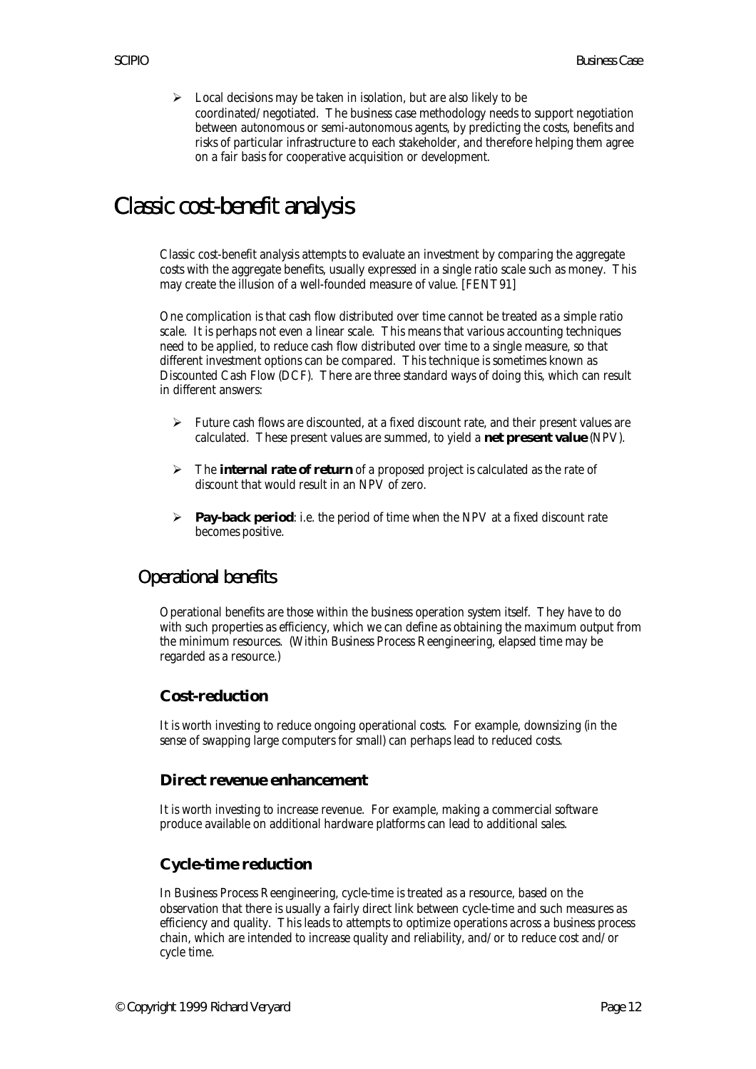- Local decisions may be taken in isolation, but are also likely to be coordinated/negotiated. The business case methodology needs to support negotiation between autonomous or semi-autonomous agents, by predicting the costs, benefits and risks of particular infrastructure to each stakeholder, and therefore helping them agree on a fair basis for cooperative acquisition or development.

# Classic cost-benefit analysis

Classic cost-benefit analysis attempts to evaluate an investment by comparing the aggregate costs with the aggregate benefits, usually expressed in a single ratio scale such as money. This may create the illusion of a well-founded measure of value. [FENT91]

One complication is that cash flow distributed over time cannot be treated as a simple ratio scale. It is perhaps not even a linear scale. This means that various accounting techniques need to be applied, to reduce cash flow distributed over time to a single measure, so that different investment options can be compared. This technique is sometimes known as Discounted Cash Flow (DCF). There are three standard ways of doing this, which can result in different answers:

- Future cash flows are discounted, at a fixed discount rate, and their present values are calculated. These present values are summed, to yield a **net present value** (NPV).
- The **internal rate of return** of a proposed project is calculated as the rate of discount that would result in an NPV of zero.
- **Pay-back period**: i.e. the period of time when the NPV at a fixed discount rate becomes positive.

## Operational benefits

Operational benefits are those within the business operation system itself. They have to do with such properties as efficiency, which we can define as obtaining the maximum output from the minimum resources. (Within Business Process Reengineering, elapsed time may be regarded as a resource.)

### Cost-reduction

It is worth investing to reduce ongoing operational costs. For example, downsizing (in the sense of swapping large computers for small) can perhaps lead to reduced costs.

### Direct revenue enhancement

It is worth investing to increase revenue. For example, making a commercial software produce available on additional hardware platforms can lead to additional sales.

### Cycle-time reduction

In Business Process Reengineering, cycle-time is treated as a resource, based on the observation that there is usually a fairly direct link between cycle-time and such measures as efficiency and quality. This leads to attempts to optimize operations across a business process chain, which are intended to increase quality and reliability, and/or to reduce cost and/or cycle time.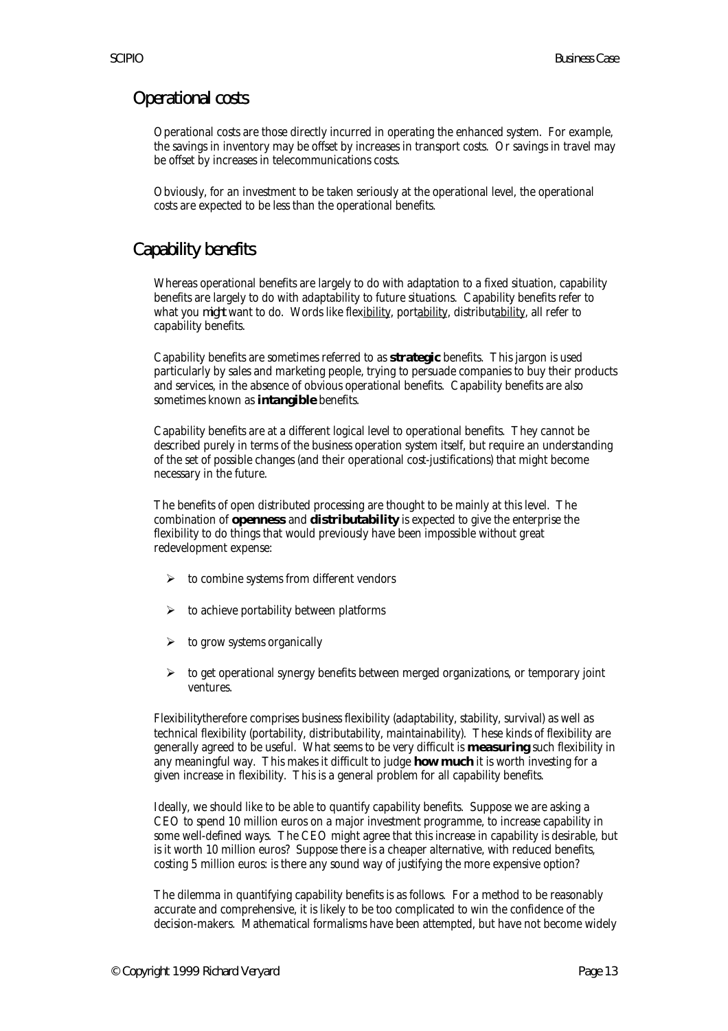## Operational costs

Operational costs are those directly incurred in operating the enhanced system. For example, the savings in inventory may be offset by increases in transport costs. Or savings in travel may be offset by increases in telecommunications costs.

Obviously, for an investment to be taken seriously at the operational level, the operational costs are expected to be less than the operational benefits.

## Capability benefits

Whereas operational benefits are largely to do with adaptation to a fixed situation, capability benefits are largely to do with adaptability to future situations. Capability benefits refer to what you *might* want to do. Words like flex<u>ibility</u>, port<u>ability</u>, distribut<u>ability</u>, all refer to capability benefits.

Capability benefits are sometimes referred to as **strategic** benefits. This jargon is used particularly by sales and marketing people, trying to persuade companies to buy their products and services, in the absence of obvious operational benefits. Capability benefits are also sometimes known as **intangible** benefits.

Capability benefits are at a different logical level to operational benefits. They cannot be described purely in terms of the business operation system itself, but require an understanding of the set of possible changes (and their operational cost-justifications) that might become necessary in the future.

The benefits of open distributed processing are thought to be mainly at this level. The combination of **openness** and **distributability** is expected to give the enterprise the flexibility to do things that would previously have been impossible without great redevelopment expense:

- to combine systems from different vendors
- to achieve portability between platforms
- to grow systems organically
- to get operational synergy benefits between merged organizations, or temporary joint ventures.

Flexibilitytherefore comprises business flexibility (adaptability, stability, survival) as well as technical flexibility (portability, distributability, maintainability). These kinds of flexibility are generally agreed to be useful. What seems to be very difficult is **measuring** such flexibility in any meaningful way. This makes it difficult to judge **how much** it is worth investing for a given increase in flexibility. This is a general problem for all capability benefits.

Ideally, we should like to be able to quantify capability benefits. Suppose we are asking a CEO to spend 10 million euros on a major investment programme, to increase capability in some well-defined ways. The CEO might agree that this increase in capability is desirable, but is it worth 10 million euros? Suppose there is a cheaper alternative, with reduced benefits, costing 5 million euros: is there any sound way of justifying the more expensive option?

The dilemma in quantifying capability benefits is as follows. For a method to be reasonably accurate and comprehensive, it is likely to be too complicated to win the confidence of the decision-makers. Mathematical formalisms have been attempted, but have not become widely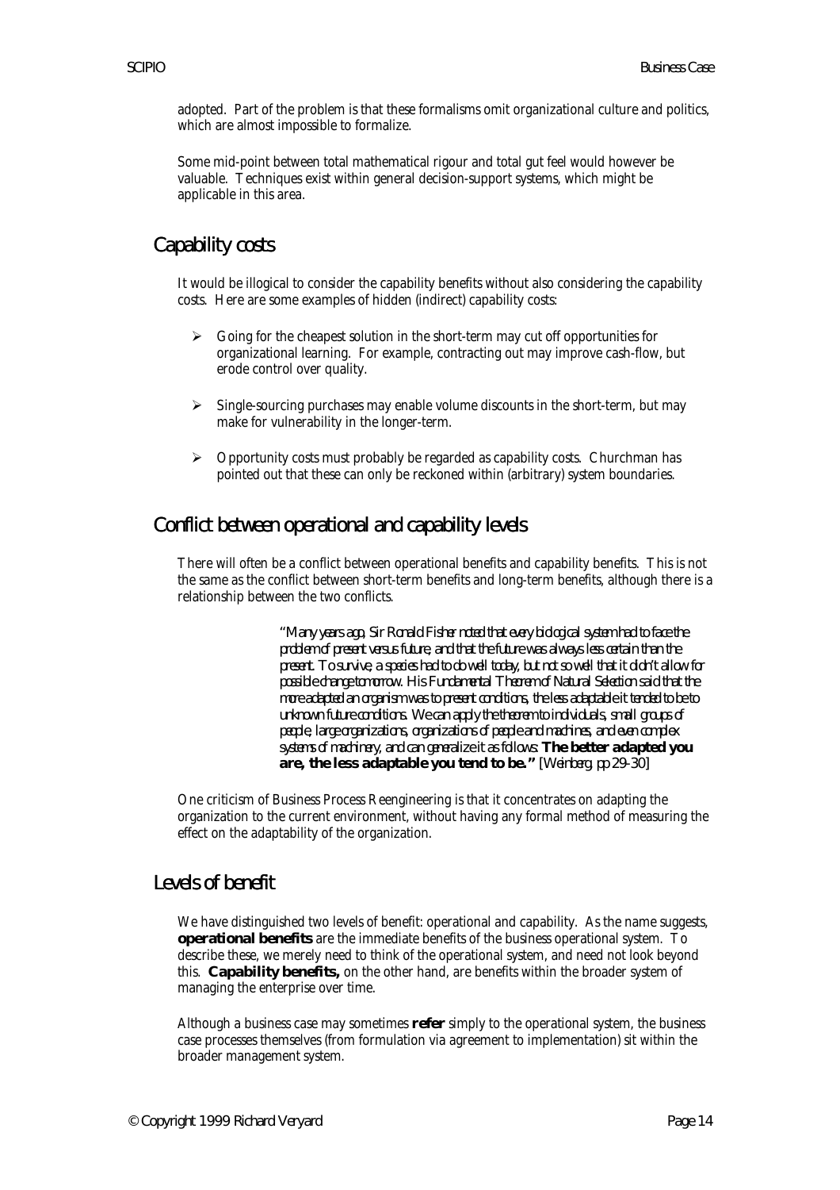adopted. Part of the problem is that these formalisms omit organizational culture and politics, which are almost impossible to formalize.

Some mid-point between total mathematical rigour and total gut feel would however be valuable. Techniques exist within general decision-support systems, which might be applicable in this area.

## Capability costs

It would be illogical to consider the capability benefits without also considering the capability costs. Here are some examples of hidden (indirect) capability costs:

- Going for the cheapest solution in the short-term may cut off opportunities for organizational learning. For example, contracting out may improve cash-flow, but erode control over quality.
- Single-sourcing purchases may enable volume discounts in the short-term, but may make for vulnerability in the longer-term.
- Opportunity costs must probably be regarded as capability costs. Churchman has pointed out that these can only be reckoned within (arbitrary) system boundaries.

## Conflict between operational and capability levels

There will often be a conflict between operational benefits and capability benefits. This is not the same as the conflict between short-term benefits and long-term benefits, although there is a relationship between the two conflicts.

> *"Many years ago, Sir Ronald Fisher noted that every biological system had to face the problem of present versus future, and that the future was always less certain than the present. To survive, a species had to do well today, but not so well that it didn't allow for possible change tomorrow. His Fundamental Theorem of Natural Selection said that the more adapted an organism was to present conditions, the less adaptable it tended to be to unknown future conditions. We can apply the theorem to individuals, small groups of people, large organizations, organizations of people and machines, and even complex systems of machinery, and can generalize it as follows:* ***The better adapted you are, the less adaptable you tend to be."*** *[Weinberg, pp 29-30]*

One criticism of Business Process Reengineering is that it concentrates on adapting the organization to the current environment, without having any formal method of measuring the effect on the adaptability of the organization.

## Levels of benefit

We have distinguished two levels of benefit: operational and capability. As the name suggests, **operational benefits** are the immediate benefits of the business operational system. To describe these, we merely need to think of the operational system, and need not look beyond this. **Capability benefits,** on the other hand, are benefits within the broader system of managing the enterprise over time.

Although a business case may sometimes **refer** simply to the operational system, the business case processes themselves (from formulation via agreement to implementation) sit within the broader management system.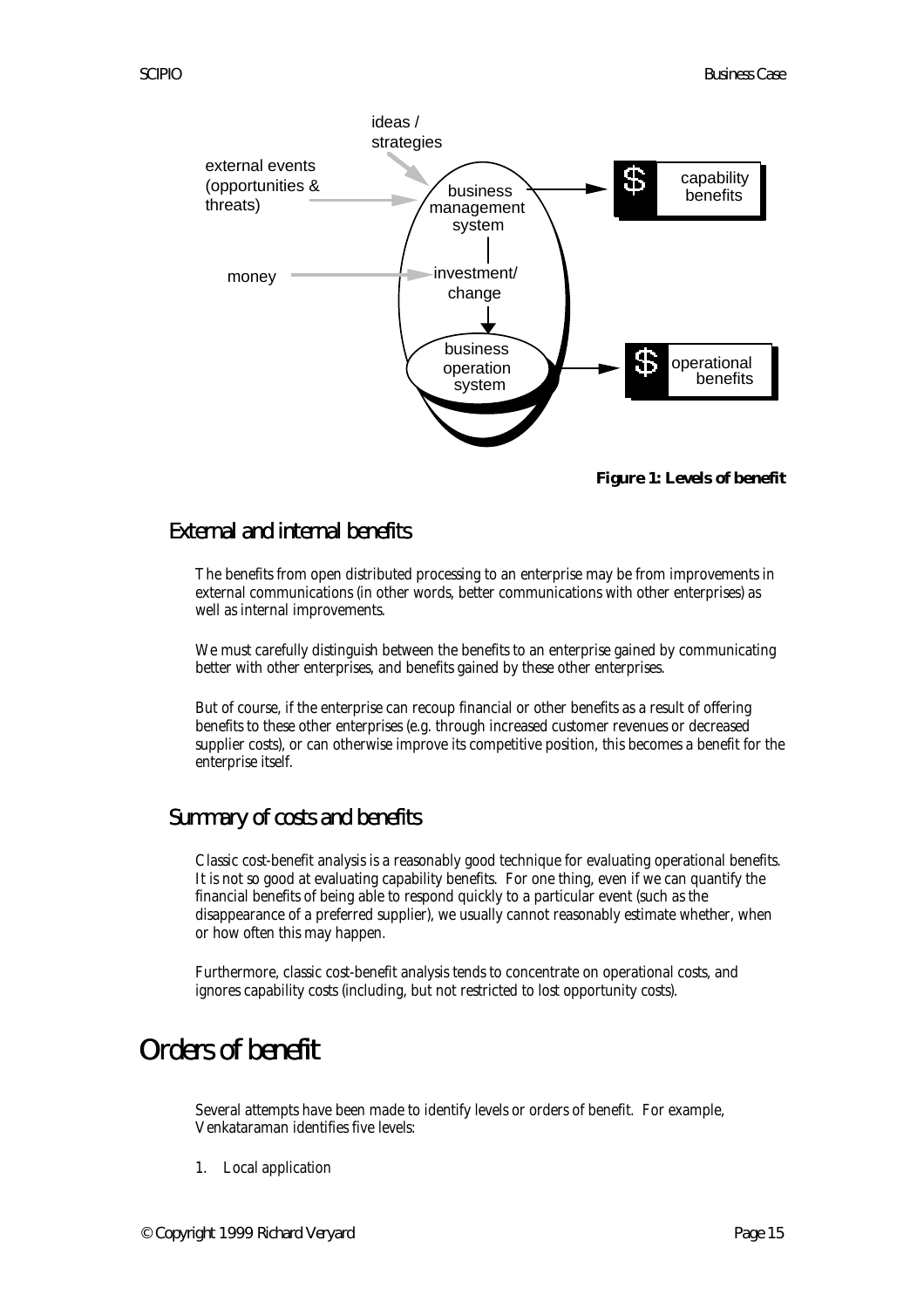**Figure 1: Levels of benefit**

## External and internal benefits

The benefits from open distributed processing to an enterprise may be from improvements in external communications (in other words, better communications with other enterprises) as well as internal improvements.

We must carefully distinguish between the benefits to an enterprise gained by communicating better with other enterprises, and benefits gained by these other enterprises.

But of course, if the enterprise can recoup financial or other benefits as a result of offering benefits to these other enterprises (e.g. through increased customer revenues or decreased supplier costs), or can otherwise improve its competitive position, this becomes a benefit for the enterprise itself.

## Summary of costs and benefits

Classic cost-benefit analysis is a reasonably good technique for evaluating operational benefits. It is not so good at evaluating capability benefits. For one thing, even if we can quantify the financial benefits of being able to respond quickly to a particular event (such as the disappearance of a preferred supplier), we usually cannot reasonably estimate whether, when or how often this may happen.

Furthermore, classic cost-benefit analysis tends to concentrate on operational costs, and ignores capability costs (including, but not restricted to lost opportunity costs).

# Orders of benefit

Several attempts have been made to identify levels or orders of benefit. For example, Venkataraman identifies five levels:

1. Local application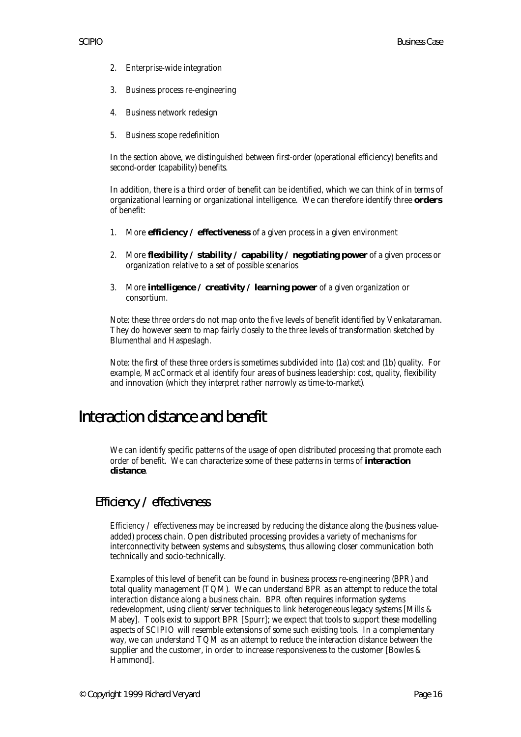2. Enterprise-wide integration
3. Business process re-engineering
4. Business network redesign
5. Business scope redefinition

In the section above, we distinguished between first-order (operational efficiency) benefits and second-order (capability) benefits.

In addition, there is a third order of benefit can be identified, which we can think of in terms of organizational learning or organizational intelligence. We can therefore identify three **orders** of benefit:

1. More **efficiency / effectiveness** of a given process in a given environment
2. More **flexibility / stability / capability / negotiating power** of a given process or organization relative to a set of possible scenarios
3. More **intelligence / creativity / learning power** of a given organization or consortium.

Note: these three orders do not map onto the five levels of benefit identified by Venkataraman. They do however seem to map fairly closely to the three levels of transformation sketched by Blumenthal and Haspeslagh.

Note: the first of these three orders is sometimes subdivided into (1a) cost and (1b) quality. For example, MacCormack et al identify four areas of business leadership: cost, quality, flexibility and innovation (which they interpret rather narrowly as time-to-market).

# Interaction distance and benefit

We can identify specific patterns of the usage of open distributed processing that promote each order of benefit. We can characterize some of these patterns in terms of **interaction distance**.

## Efficiency / effectiveness

Efficiency / effectiveness may be increased by reducing the distance along the (business value-added) process chain. Open distributed processing provides a variety of mechanisms for interconnectivity between systems and subsystems, thus allowing closer communication both technically and socio-technically.

Examples of this level of benefit can be found in business process re-engineering (BPR) and total quality management (TQM). We can understand BPR as an attempt to reduce the total interaction distance along a business chain. BPR often requires information systems redevelopment, using client/server techniques to link heterogeneous legacy systems [Mills & Mabey]. Tools exist to support BPR [Spurr]; we expect that tools to support these modelling aspects of SCIPIO will resemble extensions of some such existing tools. In a complementary way, we can understand TQM as an attempt to reduce the interaction distance between the supplier and the customer, in order to increase responsiveness to the customer [Bowles & Hammond].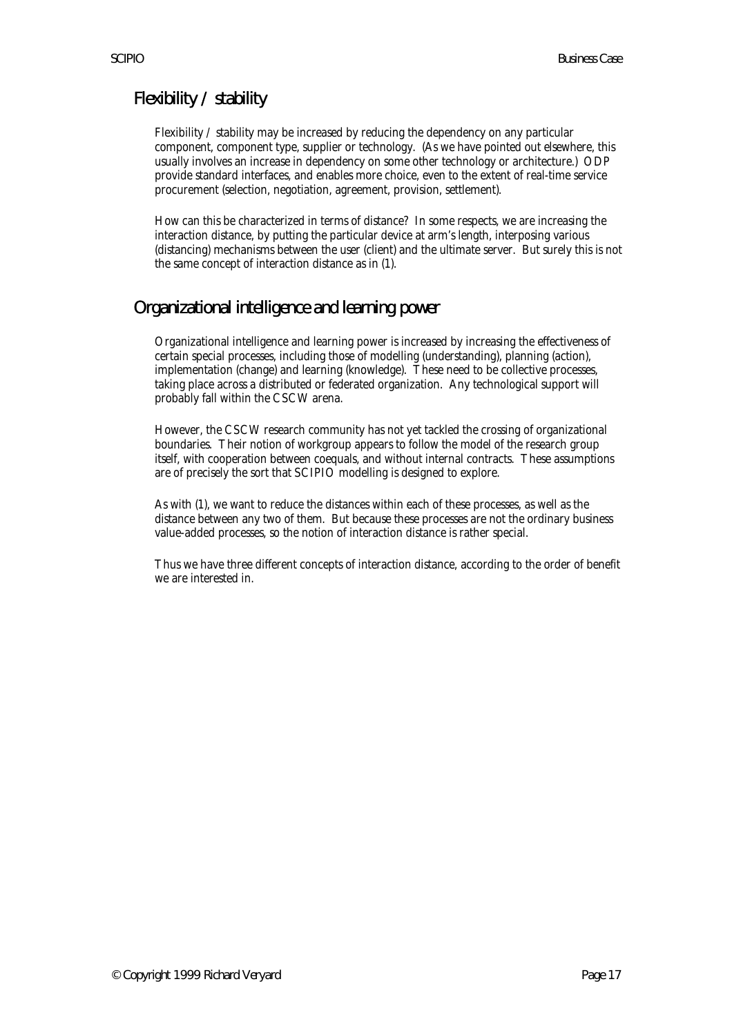## Flexibility / stability

Flexibility / stability may be increased by reducing the dependency on any particular component, component type, supplier or technology. (As we have pointed out elsewhere, this usually involves an increase in dependency on some other technology or architecture.) ODP provide standard interfaces, and enables more choice, even to the extent of real-time service procurement (selection, negotiation, agreement, provision, settlement).

How can this be characterized in terms of distance? In some respects, we are increasing the interaction distance, by putting the particular device at arm's length, interposing various (distancing) mechanisms between the user (client) and the ultimate server. But surely this is not the same concept of interaction distance as in (1).

## Organizational intelligence and learning power

Organizational intelligence and learning power is increased by increasing the effectiveness of certain special processes, including those of modelling (understanding), planning (action), implementation (change) and learning (knowledge). These need to be collective processes, taking place across a distributed or federated organization. Any technological support will probably fall within the CSCW arena.

However, the CSCW research community has not yet tackled the crossing of organizational boundaries. Their notion of workgroup appears to follow the model of the research group itself, with cooperation between coequals, and without internal contracts. These assumptions are of precisely the sort that SCIPIO modelling is designed to explore.

As with (1), we want to reduce the distances within each of these processes, as well as the distance between any two of them. But because these processes are not the ordinary business value-added processes, so the notion of interaction distance is rather special.

Thus we have three different concepts of interaction distance, according to the order of benefit we are interested in.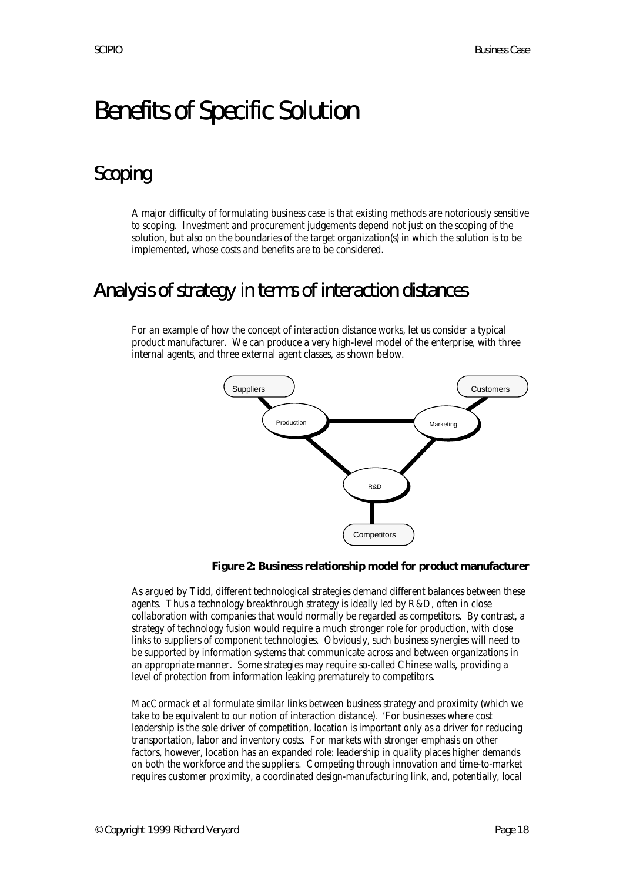# Benefits of Specific Solution

## Scoping

A major difficulty of formulating business case is that existing methods are notoriously sensitive to scoping. Investment and procurement judgements depend not just on the scoping of the solution, but also on the boundaries of the target organization(s) in which the solution is to be implemented, whose costs and benefits are to be considered.

## Analysis of strategy in terms of interaction distances

For an example of how the concept of interaction distance works, let us consider a typical product manufacturer. We can produce a very high-level model of the enterprise, with three internal agents, and three external agent classes, as shown below.

**Figure 2: Business relationship model for product manufacturer**

As argued by Tidd, different technological strategies demand different balances between these agents. Thus a technology breakthrough strategy is ideally led by R&D, often in close collaboration with companies that would normally be regarded as competitors. By contrast, a strategy of technology fusion would require a much stronger role for production, with close links to suppliers of component technologies. Obviously, such business synergies will need to be supported by information systems that communicate across and between organizations in an appropriate manner. Some strategies may require so-called Chinese walls, providing a level of protection from information leaking prematurely to competitors.

MacCormack et al formulate similar links between business strategy and proximity (which we take to be equivalent to our notion of interaction distance). 'For businesses where cost leadership is the sole driver of competition, location is important only as a driver for reducing transportation, labor and inventory costs. For markets with stronger emphasis on other factors, however, location has an expanded role: leadership in quality places higher demands on both the workforce and the suppliers. Competing through innovation and time-to-market requires customer proximity, a coordinated design-manufacturing link, and, potentially, local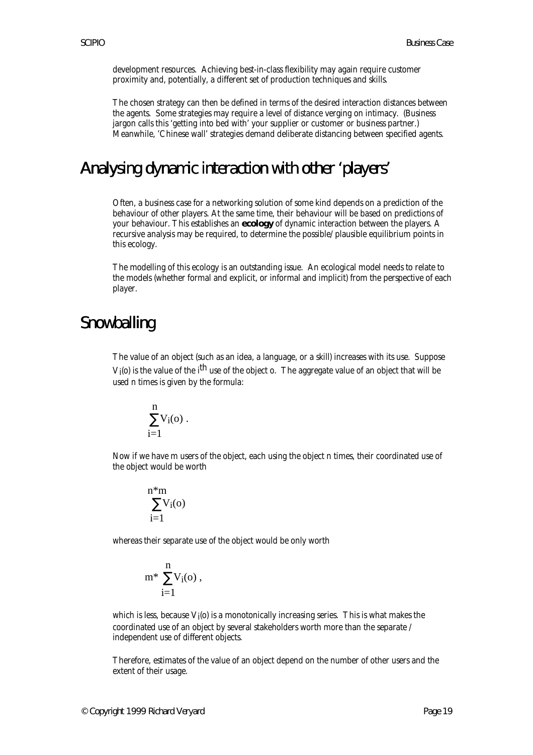development resources. Achieving best-in-class flexibility may again require customer proximity and, potentially, a different set of production techniques and skills.

The chosen strategy can then be defined in terms of the desired interaction distances between the agents. Some strategies may require a level of distance verging on intimacy. (Business jargon calls this 'getting into bed with' your supplier or customer or business partner.) Meanwhile, 'Chinese wall' strategies demand deliberate distancing between specified agents.

# Analysing dynamic interaction with other 'players'

Often, a business case for a networking solution of some kind depends on a prediction of the behaviour of other players. At the same time, their behaviour will be based on predictions of your behaviour. This establishes an **ecology** of dynamic interaction between the players. A recursive analysis may be required, to determine the possible/plausible equilibrium points in this ecology.

The modelling of this ecology is an outstanding issue. An ecological model needs to relate to the models (whether formal and explicit, or informal and implicit) from the perspective of each player.

# Snowballing

The value of an object (such as an idea, a language, or a skill) increases with its use. Suppose $V_i(o)$ is the value of the $i^{th}$ use of the object o. The aggregate value of an object that will be used n times is given by the formula:

$$\sum_{i=1}^{n} V_i(o) \ .$$

Now if we have m users of the object, each using the object n times, their coordinated use of the object would be worth

$$\sum_{i=1}^{n*m} V_i(o)$$

whereas their separate use of the object would be only worth

$$m* \sum_{i=1}^{n} V_i(o) \ ,$$

which is less, because $V_i(o)$ is a monotonically increasing series. This is what makes the coordinated use of an object by several stakeholders worth more than the separate / independent use of different objects.

Therefore, estimates of the value of an object depend on the number of other users and the extent of their usage.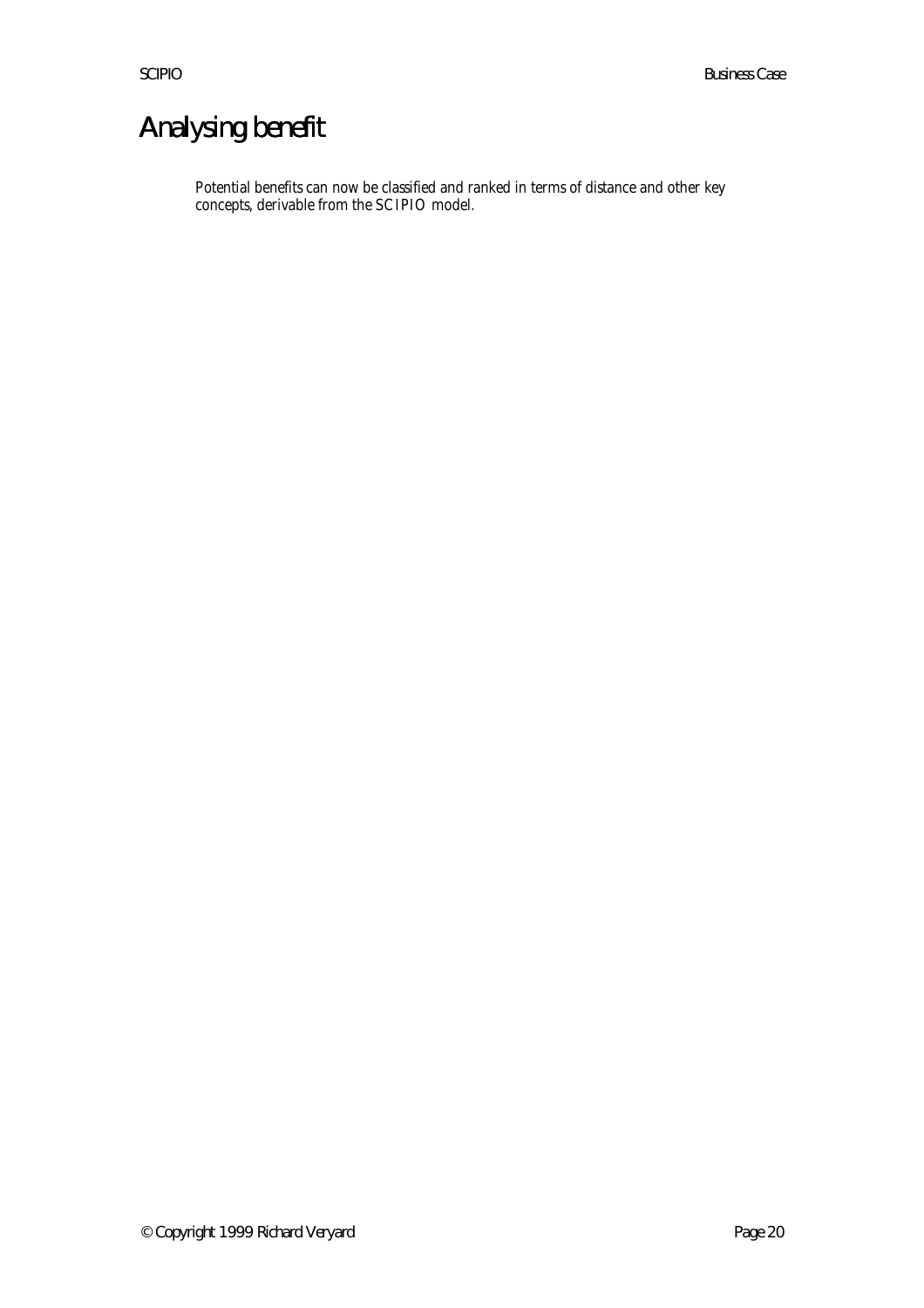# Analysing benefit

Potential benefits can now be classified and ranked in terms of distance and other key concepts, derivable from the SCIPIO model.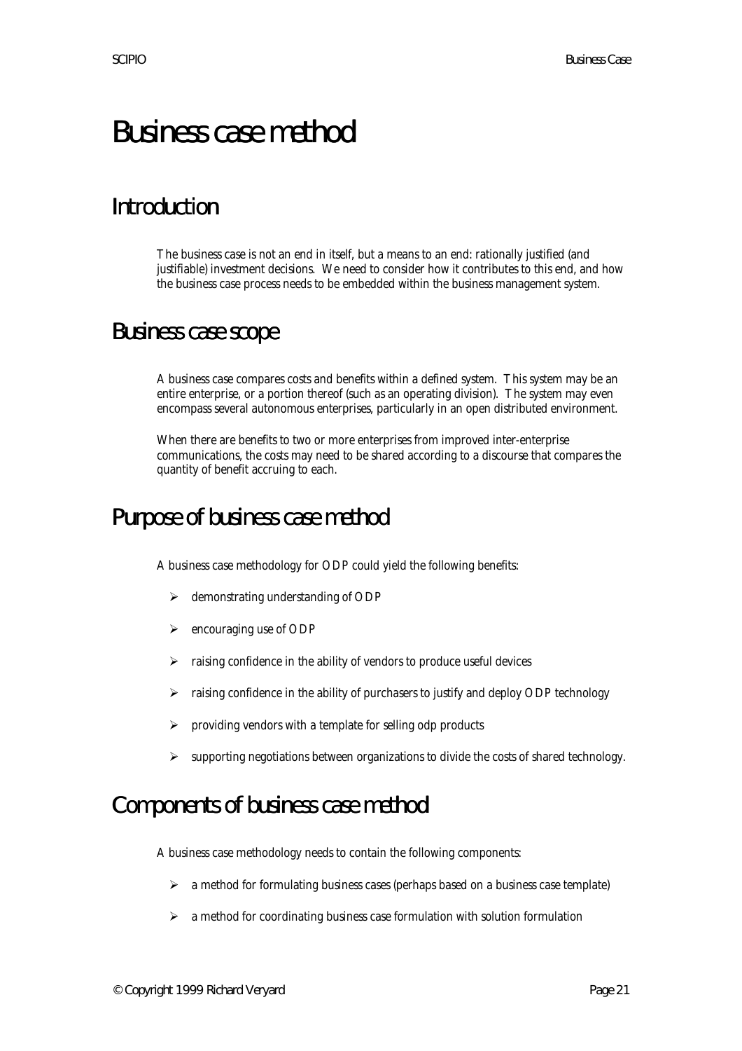# Business case method

## Introduction

The business case is not an end in itself, but a means to an end: rationally justified (and justifiable) investment decisions. We need to consider how it contributes to this end, and how the business case process needs to be embedded within the business management system.

## Business case scope

A business case compares costs and benefits within a defined system. This system may be an entire enterprise, or a portion thereof (such as an operating division). The system may even encompass several autonomous enterprises, particularly in an open distributed environment.

When there are benefits to two or more enterprises from improved inter-enterprise communications, the costs may need to be shared according to a discourse that compares the quantity of benefit accruing to each.

## Purpose of business case method

A business case methodology for ODP could yield the following benefits:

- demonstrating understanding of ODP
- encouraging use of ODP
- raising confidence in the ability of vendors to produce useful devices
- raising confidence in the ability of purchasers to justify and deploy ODP technology
- providing vendors with a template for selling odp products
- supporting negotiations between organizations to divide the costs of shared technology.

## Components of business case method

A business case methodology needs to contain the following components:

- a method for formulating business cases (perhaps based on a business case template)
- a method for coordinating business case formulation with solution formulation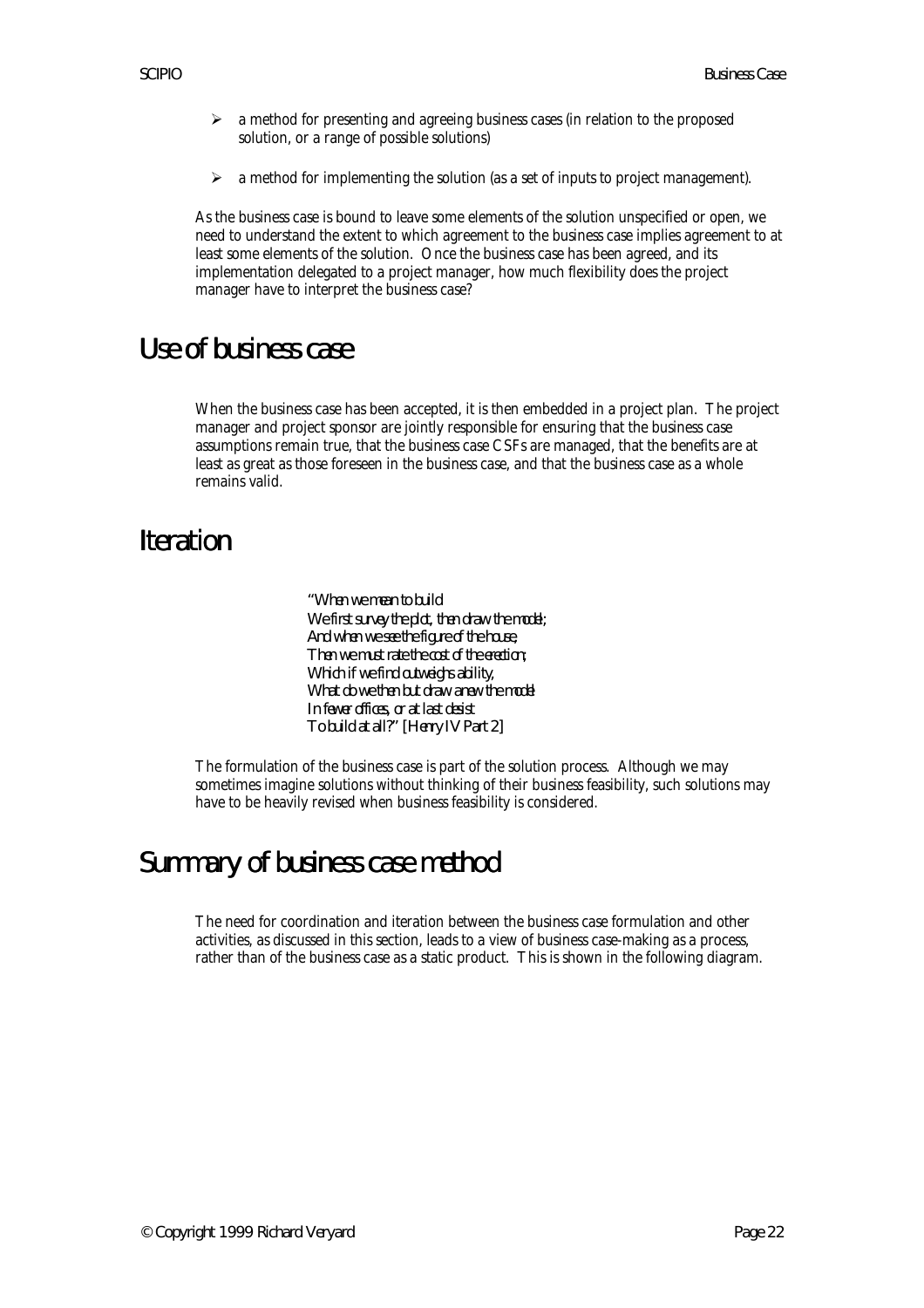- a method for presenting and agreeing business cases (in relation to the proposed solution, or a range of possible solutions)
- a method for implementing the solution (as a set of inputs to project management).

As the business case is bound to leave some elements of the solution unspecified or open, we need to understand the extent to which agreement to the business case implies agreement to at least some elements of the solution. Once the business case has been agreed, and its implementation delegated to a project manager, how much flexibility does the project manager have to interpret the business case?

# Use of business case

When the business case has been accepted, it is then embedded in a project plan. The project manager and project sponsor are jointly responsible for ensuring that the business case assumptions remain true, that the business case CSFs are managed, that the benefits are at least as great as those foreseen in the business case, and that the business case as a whole remains valid.

# Iteration

> *"When we mean to build*
> *We first survey the plot, then draw the model;*
> *And when we see the figure of the house,*
> *Then we must rate the cost of the erection;*
> *Which if we find outweighs ability,*
> *What do we then but draw anew the model*
> *In fewer offices, or at last desist*
> *To build at all?" [Henry IV Part 2]*

The formulation of the business case is part of the solution process. Although we may sometimes imagine solutions without thinking of their business feasibility, such solutions may have to be heavily revised when business feasibility is considered.

# Summary of business case method

The need for coordination and iteration between the business case formulation and other activities, as discussed in this section, leads to a view of business case-making as a process, rather than of the business case as a static product. This is shown in the following diagram.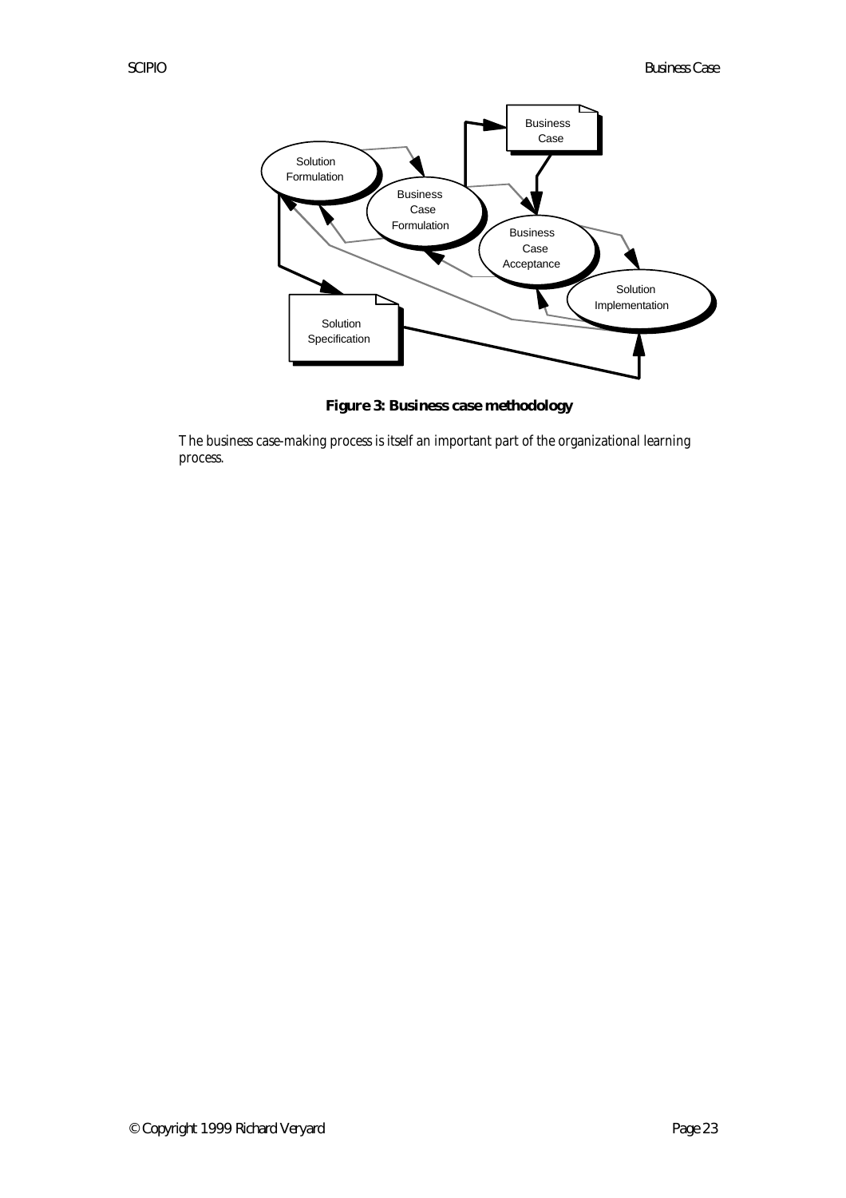**Figure 3: Business case methodology**

The business case-making process is itself an important part of the organizational learning process.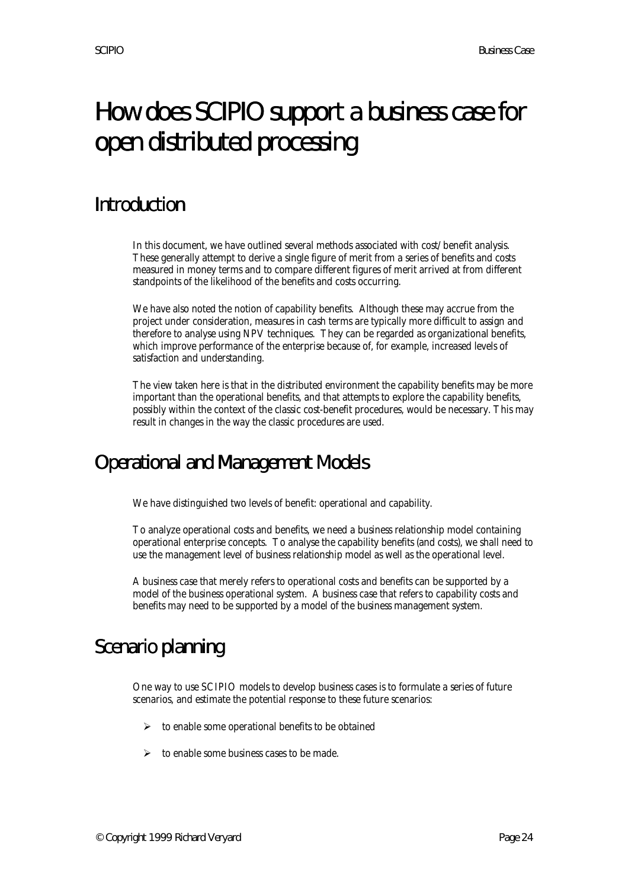# How does SCIPIO support a business case for open distributed processing

## Introduction

In this document, we have outlined several methods associated with cost/benefit analysis. These generally attempt to derive a single figure of merit from a series of benefits and costs measured in money terms and to compare different figures of merit arrived at from different standpoints of the likelihood of the benefits and costs occurring.

We have also noted the notion of capability benefits. Although these may accrue from the project under consideration, measures in cash terms are typically more difficult to assign and therefore to analyse using NPV techniques. They can be regarded as organizational benefits, which improve performance of the enterprise because of, for example, increased levels of satisfaction and understanding.

The view taken here is that in the distributed environment the capability benefits may be more important than the operational benefits, and that attempts to explore the capability benefits, possibly within the context of the classic cost-benefit procedures, would be necessary. This may result in changes in the way the classic procedures are used.

## Operational and Management Models

We have distinguished two levels of benefit: operational and capability.

To analyze operational costs and benefits, we need a business relationship model containing operational enterprise concepts. To analyse the capability benefits (and costs), we shall need to use the management level of business relationship model as well as the operational level.

A business case that merely refers to operational costs and benefits can be supported by a model of the business operational system. A business case that refers to capability costs and benefits may need to be supported by a model of the business management system.

## Scenario planning

One way to use SCIPIO models to develop business cases is to formulate a series of future scenarios, and estimate the potential response to these future scenarios:

- to enable some operational benefits to be obtained
- to enable some business cases to be made.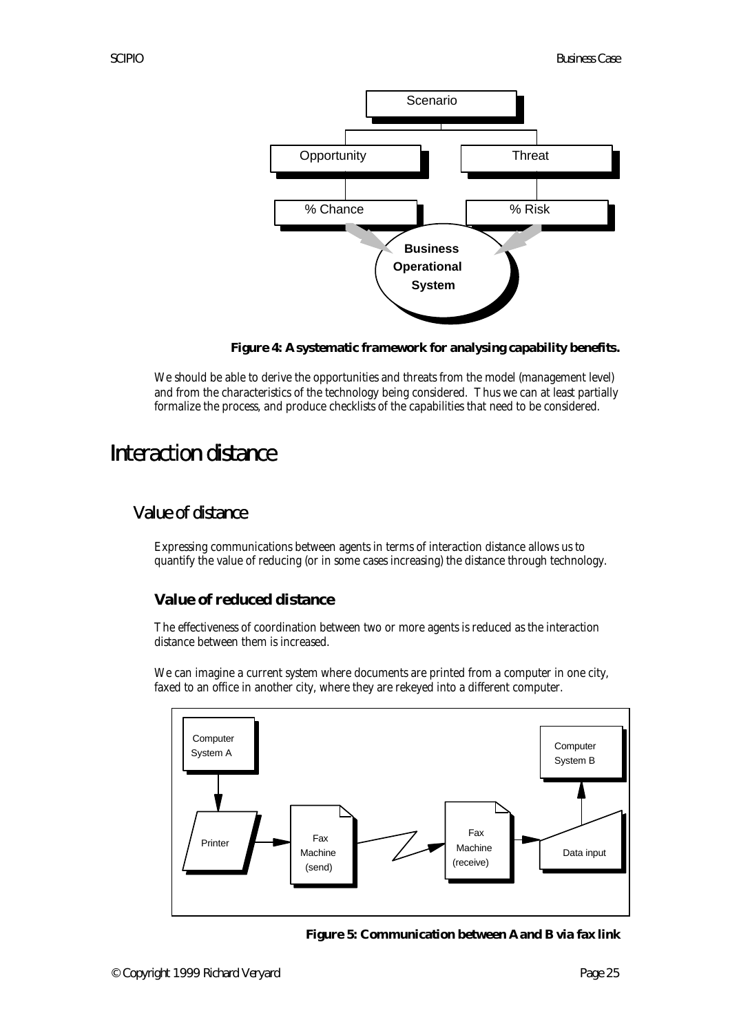**Figure 4: A systematic framework for analysing capability benefits.**

We should be able to derive the opportunities and threats from the model (management level) and from the characteristics of the technology being considered. Thus we can at least partially formalize the process, and produce checklists of the capabilities that need to be considered.

# Interaction distance

## Value of distance

Expressing communications between agents in terms of interaction distance allows us to quantify the value of reducing (or in some cases increasing) the distance through technology.

### Value of reduced distance

The effectiveness of coordination between two or more agents is reduced as the interaction distance between them is increased.

We can imagine a current system where documents are printed from a computer in one city, faxed to an office in another city, where they are rekeyed into a different computer.

**Figure 5: Communication between A and B via fax link**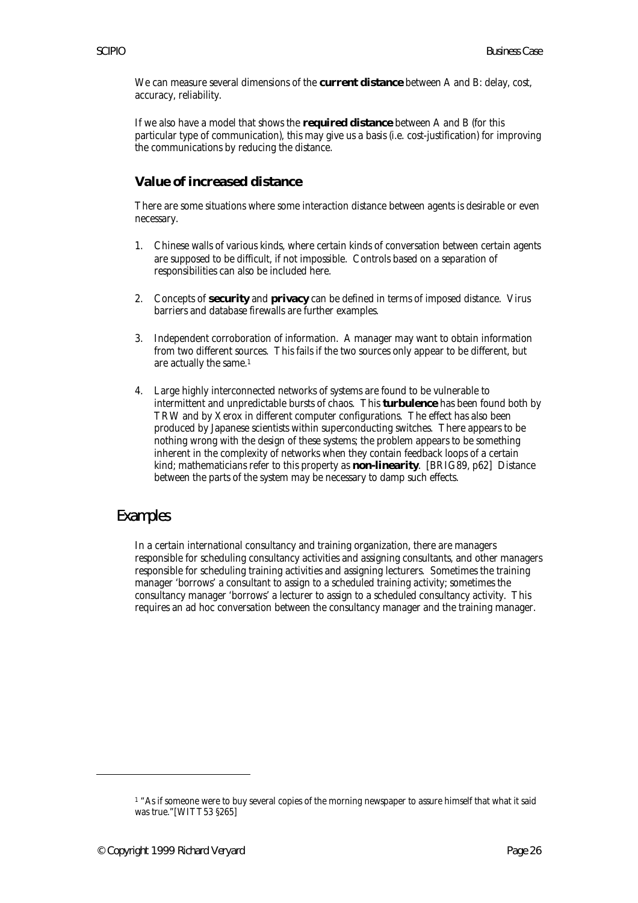We can measure several dimensions of the **current distance** between A and B: delay, cost, accuracy, reliability.

If we also have a model that shows the **required distance** between A and B (for this particular type of communication), this may give us a basis (i.e. cost-justification) for improving the communications by reducing the distance.

### Value of increased distance

There are some situations where some interaction distance between agents is desirable or even necessary.

1. Chinese walls of various kinds, where certain kinds of conversation between certain agents are supposed to be difficult, if not impossible. Controls based on a separation of responsibilities can also be included here.

2. Concepts of **security** and **privacy** can be defined in terms of imposed distance. Virus barriers and database firewalls are further examples.

3. Independent corroboration of information. A manager may want to obtain information from two different sources. This fails if the two sources only appear to be different, but are actually the same.[1]

4. Large highly interconnected networks of systems are found to be vulnerable to intermittent and unpredictable bursts of chaos. This **turbulence** has been found both by TRW and by Xerox in different computer configurations. The effect has also been produced by Japanese scientists within superconducting switches. There appears to be nothing wrong with the design of these systems; the problem appears to be something inherent in the complexity of networks when they contain feedback loops of a certain kind; mathematicians refer to this property as **non-linearity**. [BRIG89, p62] Distance between the parts of the system may be necessary to damp such effects.

## Examples

In a certain international consultancy and training organization, there are managers responsible for scheduling consultancy activities and assigning consultants, and other managers responsible for scheduling training activities and assigning lecturers. Sometimes the training manager 'borrows' a consultant to assign to a scheduled training activity; sometimes the consultancy manager 'borrows' a lecturer to assign to a scheduled consultancy activity. This requires an ad hoc conversation between the consultancy manager and the training manager.

---

[1] "As if someone were to buy several copies of the morning newspaper to assure himself that what it said was true." [WITT53 §265]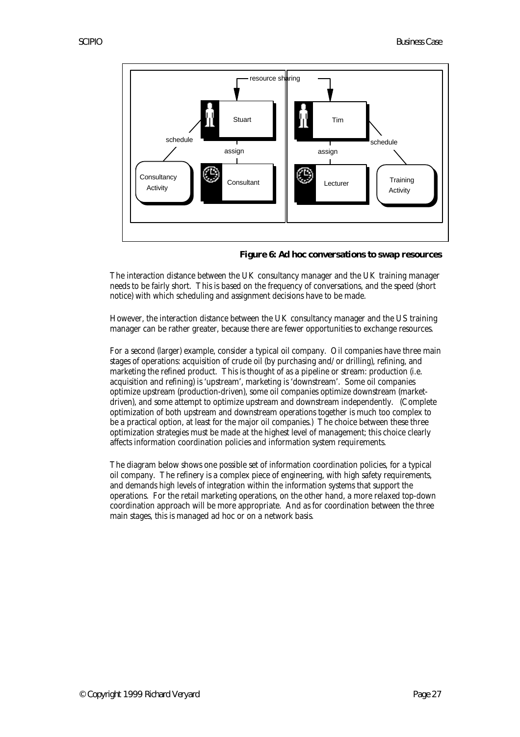**Figure 6: Ad hoc conversations to swap resources**

The interaction distance between the UK consultancy manager and the UK training manager needs to be fairly short. This is based on the frequency of conversations, and the speed (short notice) with which scheduling and assignment decisions have to be made.

However, the interaction distance between the UK consultancy manager and the US training manager can be rather greater, because there are fewer opportunities to exchange resources.

For a second (larger) example, consider a typical oil company. Oil companies have three main stages of operations: acquisition of crude oil (by purchasing and/or drilling), refining, and marketing the refined product. This is thought of as a pipeline or stream: production (i.e. acquisition and refining) is 'upstream', marketing is 'downstream'. Some oil companies optimize upstream (production-driven), some oil companies optimize downstream (market-driven), and some attempt to optimize upstream and downstream independently. (Complete optimization of both upstream and downstream operations together is much too complex to be a practical option, at least for the major oil companies.) The choice between these three optimization strategies must be made at the highest level of management; this choice clearly affects information coordination policies and information system requirements.

The diagram below shows one possible set of information coordination policies, for a typical oil company. The refinery is a complex piece of engineering, with high safety requirements, and demands high levels of integration within the information systems that support the operations. For the retail marketing operations, on the other hand, a more relaxed top-down coordination approach will be more appropriate. And as for coordination between the three main stages, this is managed ad hoc or on a network basis.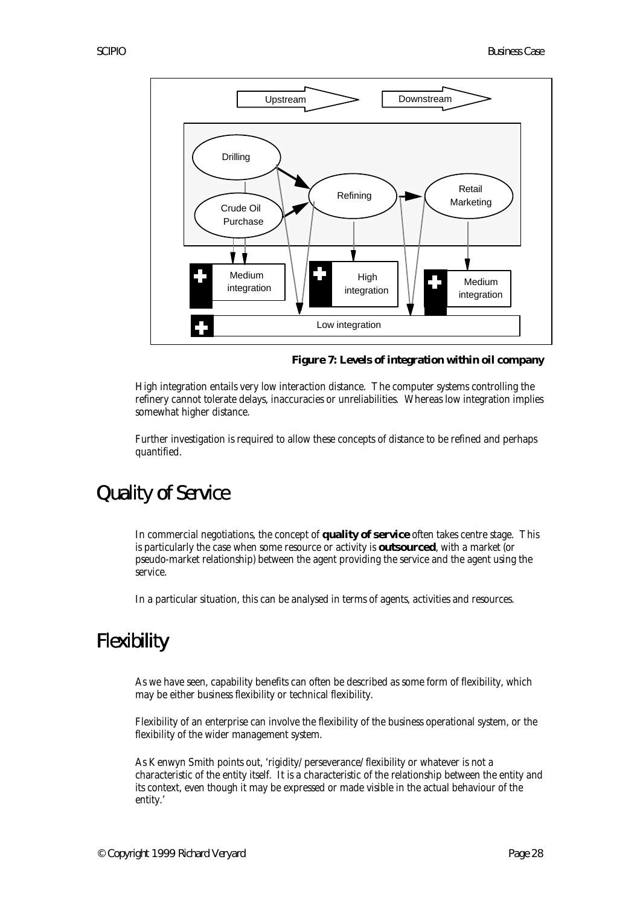**Figure 7: Levels of integration within oil company**

High integration entails very low interaction distance. The computer systems controlling the refinery cannot tolerate delays, inaccuracies or unreliabilities. Whereas low integration implies somewhat higher distance.

Further investigation is required to allow these concepts of distance to be refined and perhaps quantified.

# Quality of Service

In commercial negotiations, the concept of **quality of service** often takes centre stage. This is particularly the case when some resource or activity is **outsourced**, with a market (or pseudo-market relationship) between the agent providing the service and the agent using the service.

In a particular situation, this can be analysed in terms of agents, activities and resources.

# Flexibility

As we have seen, capability benefits can often be described as some form of flexibility, which may be either business flexibility or technical flexibility.

Flexibility of an enterprise can involve the flexibility of the business operational system, or the flexibility of the wider management system.

As Kenwyn Smith points out, 'rigidity/perseverance/flexibility or whatever is not a characteristic of the entity itself. It is a characteristic of the relationship between the entity and its context, even though it may be expressed or made visible in the actual behaviour of the entity.'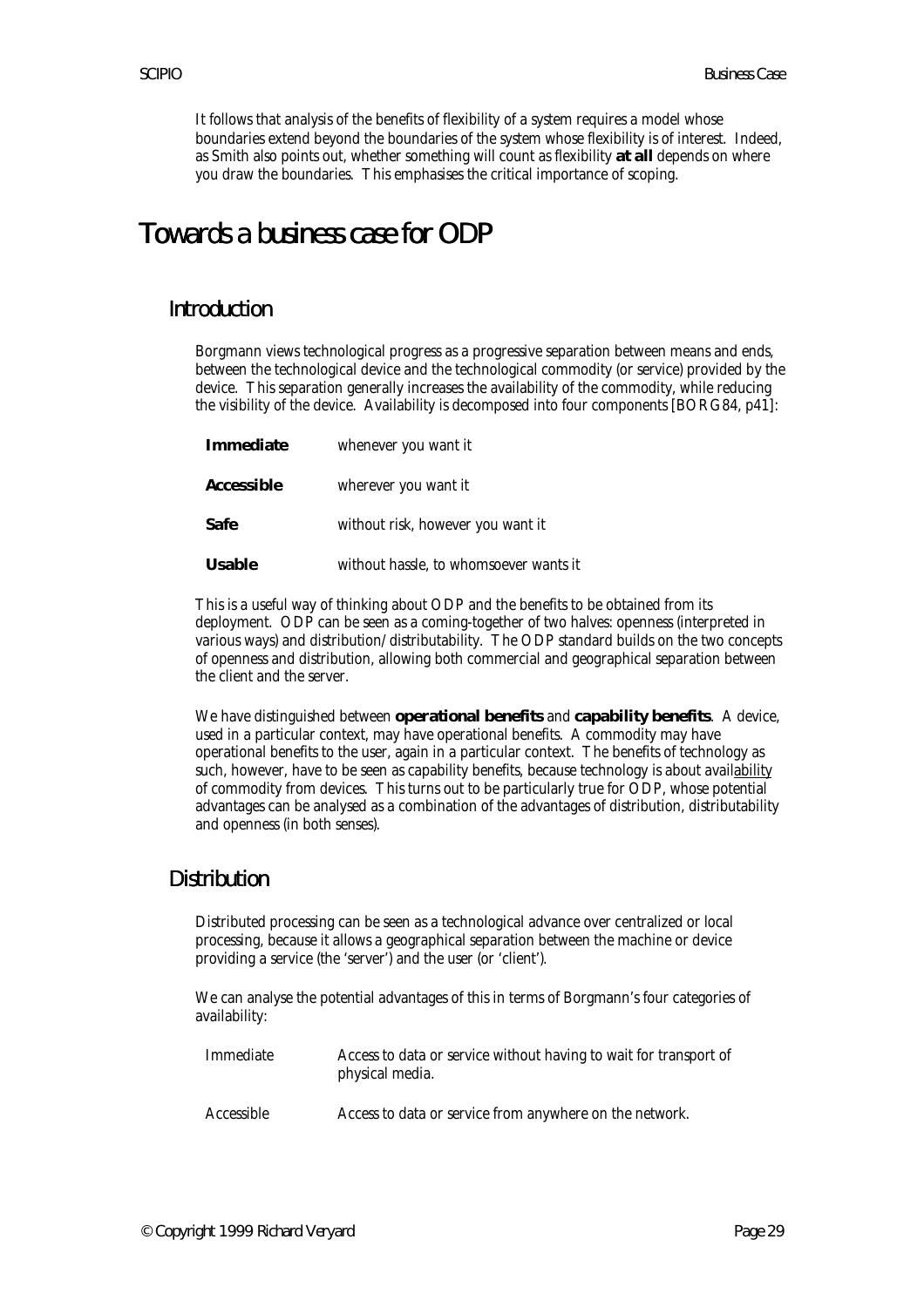It follows that analysis of the benefits of flexibility of a system requires a model whose boundaries extend beyond the boundaries of the system whose flexibility is of interest. Indeed, as Smith also points out, whether something will count as flexibility **at all** depends on where you draw the boundaries. This emphasises the critical importance of scoping.

# Towards a business case for ODP

## Introduction

Borgmann views technological progress as a progressive separation between means and ends, between the technological device and the technological commodity (or service) provided by the device. This separation generally increases the availability of the commodity, while reducing the visibility of the device. Availability is decomposed into four components [BORG84, p41]:

| | |
|---|---|
| **Immediate** | whenever you want it |
| **Accessible** | wherever you want it |
| **Safe** | without risk, however you want it |
| **Usable** | without hassle, to whomsoever wants it |

This is a useful way of thinking about ODP and the benefits to be obtained from its deployment. ODP can be seen as a coming-together of two halves: openness (interpreted in various ways) and distribution/distributability. The ODP standard builds on the two concepts of openness and distribution, allowing both commercial and geographical separation between the client and the server.

We have distinguished between **operational benefits** and **capability benefits**. A device, used in a particular context, may have operational benefits. A commodity may have operational benefits to the user, again in a particular context. The benefits of technology as such, however, have to be seen as capability benefits, because technology is about avail<u>ability</u> of commodity from devices. This turns out to be particularly true for ODP, whose potential advantages can be analysed as a combination of the advantages of distribution, distributability and openness (in both senses).

## Distribution

Distributed processing can be seen as a technological advance over centralized or local processing, because it allows a geographical separation between the machine or device providing a service (the 'server') and the user (or 'client').

We can analyse the potential advantages of this in terms of Borgmann's four categories of availability:

| | |
|---|---|
| Immediate | Access to data or service without having to wait for transport of physical media. |
| Accessible | Access to data or service from anywhere on the network. |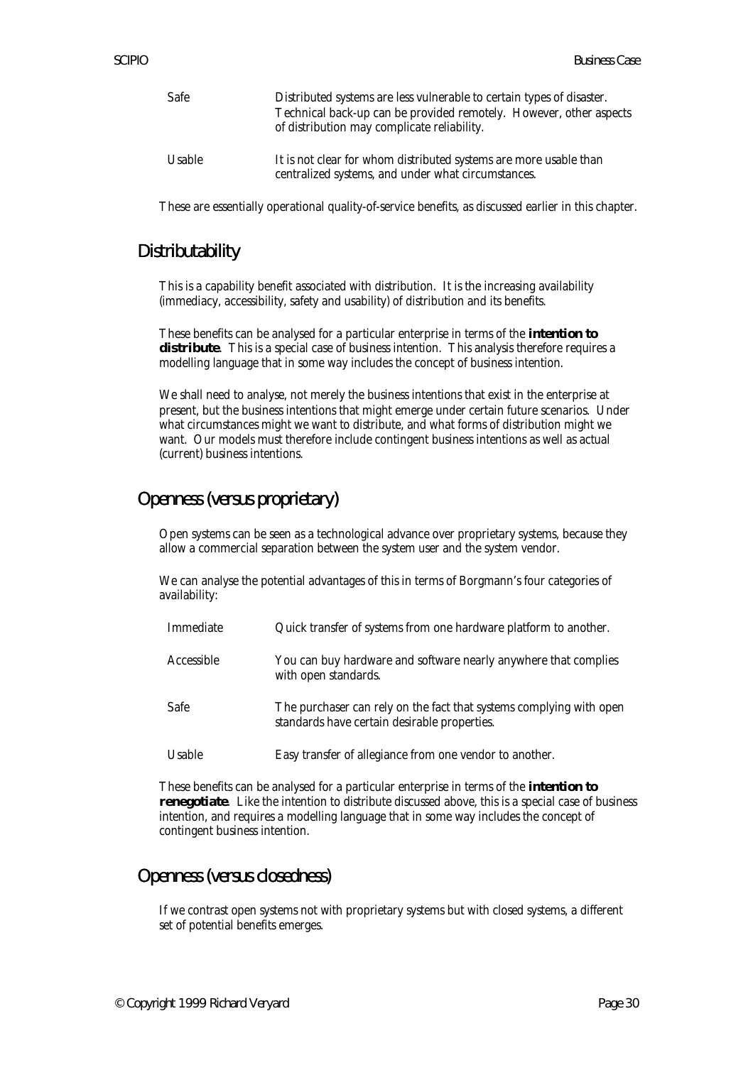| | |
|---|---|
| Safe | Distributed systems are less vulnerable to certain types of disaster. Technical back-up can be provided remotely. However, other aspects of distribution may complicate reliability. |
| Usable | It is not clear for whom distributed systems are more usable than centralized systems, and under what circumstances. |

These are essentially operational quality-of-service benefits, as discussed earlier in this chapter.

## Distributability

This is a capability benefit associated with distribution. It is the increasing availability (immediacy, accessibility, safety and usability) of distribution and its benefits.

These benefits can be analysed for a particular enterprise in terms of the **intention to distribute**. This is a special case of business intention. This analysis therefore requires a modelling language that in some way includes the concept of business intention.

We shall need to analyse, not merely the business intentions that exist in the enterprise at present, but the business intentions that might emerge under certain future scenarios. Under what circumstances might we want to distribute, and what forms of distribution might we want. Our models must therefore include contingent business intentions as well as actual (current) business intentions.

## Openness (versus proprietary)

Open systems can be seen as a technological advance over proprietary systems, because they allow a commercial separation between the system user and the system vendor.

We can analyse the potential advantages of this in terms of Borgmann's four categories of availability:

| | |
|---|---|
| Immediate | Quick transfer of systems from one hardware platform to another. |
| Accessible | You can buy hardware and software nearly anywhere that complies with open standards. |
| Safe | The purchaser can rely on the fact that systems complying with open standards have certain desirable properties. |
| Usable | Easy transfer of allegiance from one vendor to another. |

These benefits can be analysed for a particular enterprise in terms of the **intention to renegotiate**. Like the intention to distribute discussed above, this is a special case of business intention, and requires a modelling language that in some way includes the concept of contingent business intention.

## Openness (versus closedness)

If we contrast open systems not with proprietary systems but with closed systems, a different set of potential benefits emerges.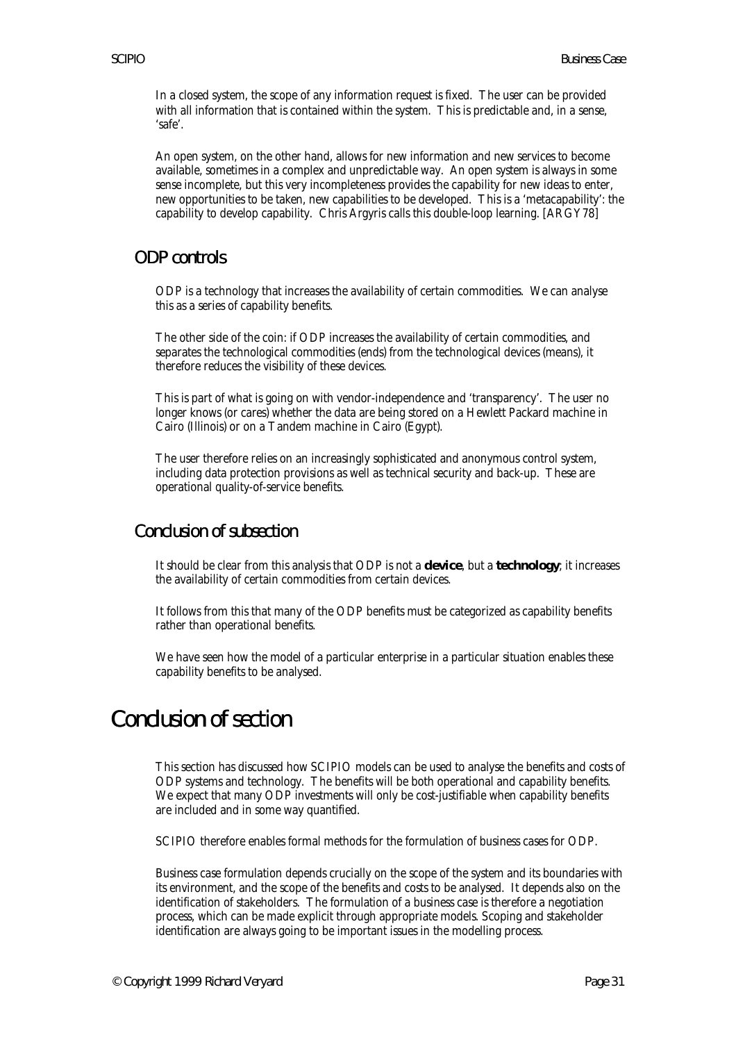In a closed system, the scope of any information request is fixed. The user can be provided with all information that is contained within the system. This is predictable and, in a sense, 'safe'.

An open system, on the other hand, allows for new information and new services to become available, sometimes in a complex and unpredictable way. An open system is always in some sense incomplete, but this very incompleteness provides the capability for new ideas to enter, new opportunities to be taken, new capabilities to be developed. This is a 'metacapability': the capability to develop capability. Chris Argyris calls this double-loop learning. [ARGY78]

## ODP controls

ODP is a technology that increases the availability of certain commodities. We can analyse this as a series of capability benefits.

The other side of the coin: if ODP increases the availability of certain commodities, and separates the technological commodities (ends) from the technological devices (means), it therefore reduces the visibility of these devices.

This is part of what is going on with vendor-independence and 'transparency'. The user no longer knows (or cares) whether the data are being stored on a Hewlett Packard machine in Cairo (Illinois) or on a Tandem machine in Cairo (Egypt).

The user therefore relies on an increasingly sophisticated and anonymous control system, including data protection provisions as well as technical security and back-up. These are operational quality-of-service benefits.

## Conclusion of subsection

It should be clear from this analysis that ODP is not a **device**, but a **technology**; it increases the availability of certain commodities from certain devices.

It follows from this that many of the ODP benefits must be categorized as capability benefits rather than operational benefits.

We have seen how the model of a particular enterprise in a particular situation enables these capability benefits to be analysed.

# Conclusion of section

This section has discussed how SCIPIO models can be used to analyse the benefits and costs of ODP systems and technology. The benefits will be both operational and capability benefits. We expect that many ODP investments will only be cost-justifiable when capability benefits are included and in some way quantified.

SCIPIO therefore enables formal methods for the formulation of business cases for ODP.

Business case formulation depends crucially on the scope of the system and its boundaries with its environment, and the scope of the benefits and costs to be analysed. It depends also on the identification of stakeholders. The formulation of a business case is therefore a negotiation process, which can be made explicit through appropriate models. Scoping and stakeholder identification are always going to be important issues in the modelling process.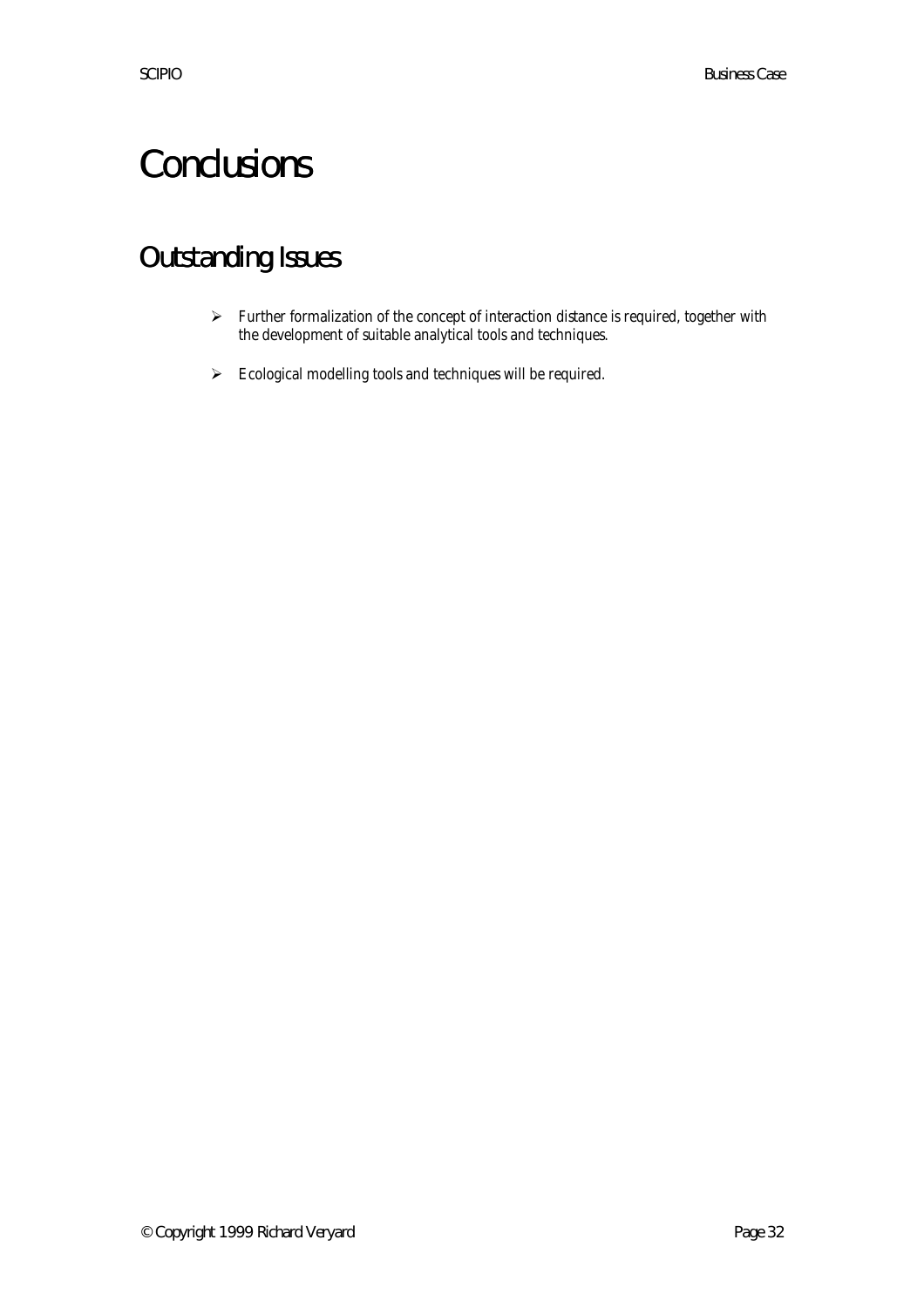# Conclusions

## Outstanding Issues

- Further formalization of the concept of interaction distance is required, together with the development of suitable analytical tools and techniques.
- Ecological modelling tools and techniques will be required.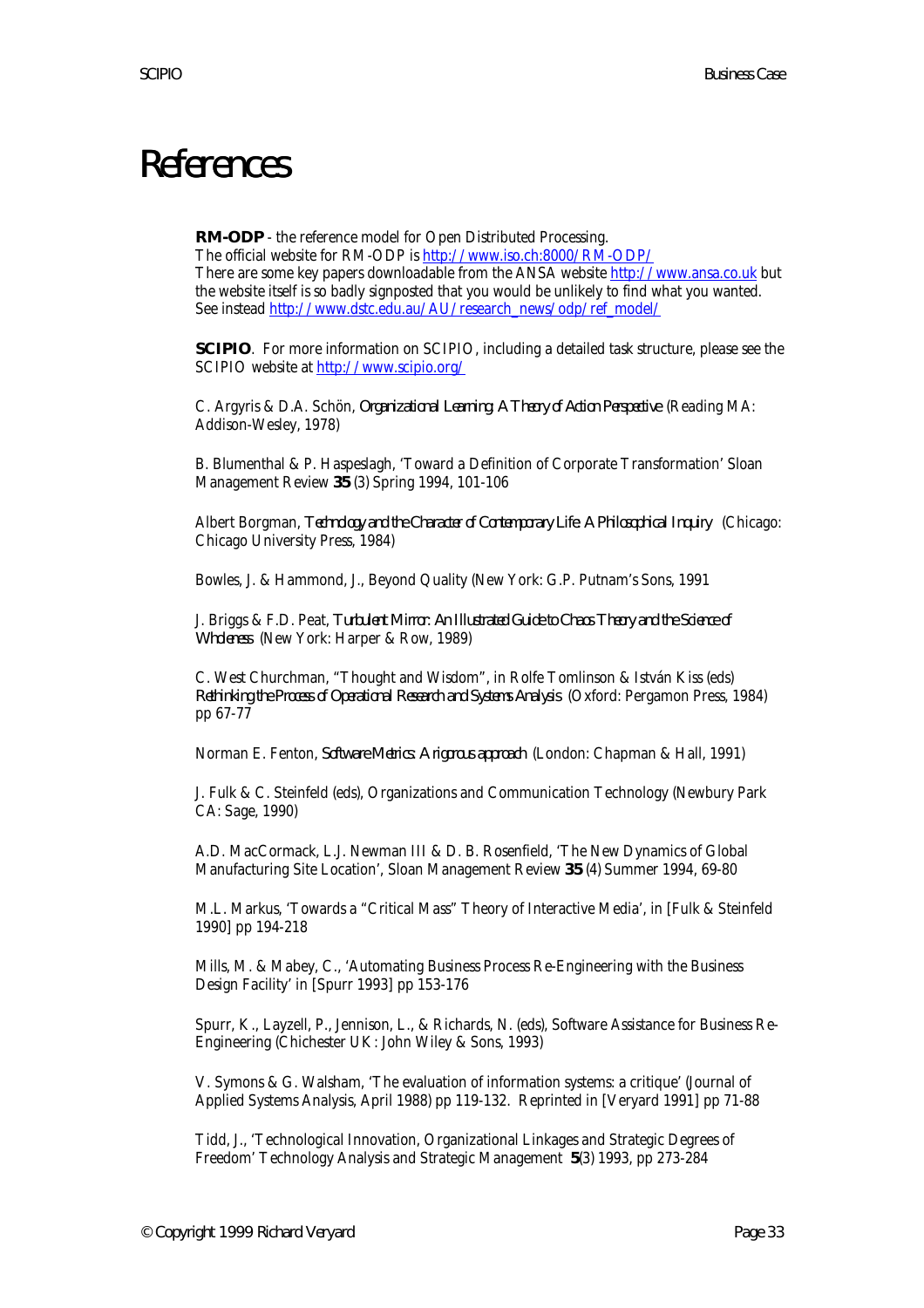# References

**RM-ODP** - the reference model for Open Distributed Processing.
The official website for RM-ODP is http://www.iso.ch:8000/RM-ODP/
There are some key papers downloadable from the ANSA website http://www.ansa.co.uk but the website itself is so badly signposted that you would be unlikely to find what you wanted. See instead http://www.dstc.edu.au/AU/research_news/odp/ref_model/

**SCIPIO**. For more information on SCIPIO, including a detailed task structure, please see the SCIPIO website at http://www.scipio.org/

C. Argyris & D.A. Schön, *Organizational Learning: A Theory of Action Perspective* (Reading MA: Addison-Wesley, 1978)

B. Blumenthal & P. Haspeslagh, 'Toward a Definition of Corporate Transformation' Sloan Management Review **35** (3) Spring 1994, 101-106

Albert Borgman, *Technology and the Character of Contemporary Life: A Philosophical Inquiry* (Chicago: Chicago University Press, 1984)

Bowles, J. & Hammond, J., Beyond Quality (New York: G.P. Putnam's Sons, 1991

J. Briggs & F.D. Peat, *Turbulent Mirror: An Illustrated Guide to Chaos Theory and the Science of Wholeness* (New York: Harper & Row, 1989)

C. West Churchman, "Thought and Wisdom", in Rolfe Tomlinson & István Kiss (eds) *Rethinking the Process of Operational Research and Systems Analysis* (Oxford: Pergamon Press, 1984) pp 67-77

Norman E. Fenton, *Software Metrics: A rigorous approach* (London: Chapman & Hall, 1991)

J. Fulk & C. Steinfeld (eds), Organizations and Communication Technology (Newbury Park CA: Sage, 1990)

A.D. MacCormack, L.J. Newman III & D. B. Rosenfield, 'The New Dynamics of Global Manufacturing Site Location', Sloan Management Review **35** (4) Summer 1994, 69-80

M.L. Markus, 'Towards a "Critical Mass" Theory of Interactive Media', in [Fulk & Steinfeld 1990] pp 194-218

Mills, M. & Mabey, C., 'Automating Business Process Re-Engineering with the Business Design Facility' in [Spurr 1993] pp 153-176

Spurr, K., Layzell, P., Jennison, L., & Richards, N. (eds), Software Assistance for Business Re-Engineering (Chichester UK: John Wiley & Sons, 1993)

V. Symons & G. Walsham, 'The evaluation of information systems: a critique' (Journal of Applied Systems Analysis, April 1988) pp 119-132. Reprinted in [Veryard 1991] pp 71-88

Tidd, J., 'Technological Innovation, Organizational Linkages and Strategic Degrees of Freedom' Technology Analysis and Strategic Management **5**(3) 1993, pp 273-284

© Copyright 1999 Richard Veryard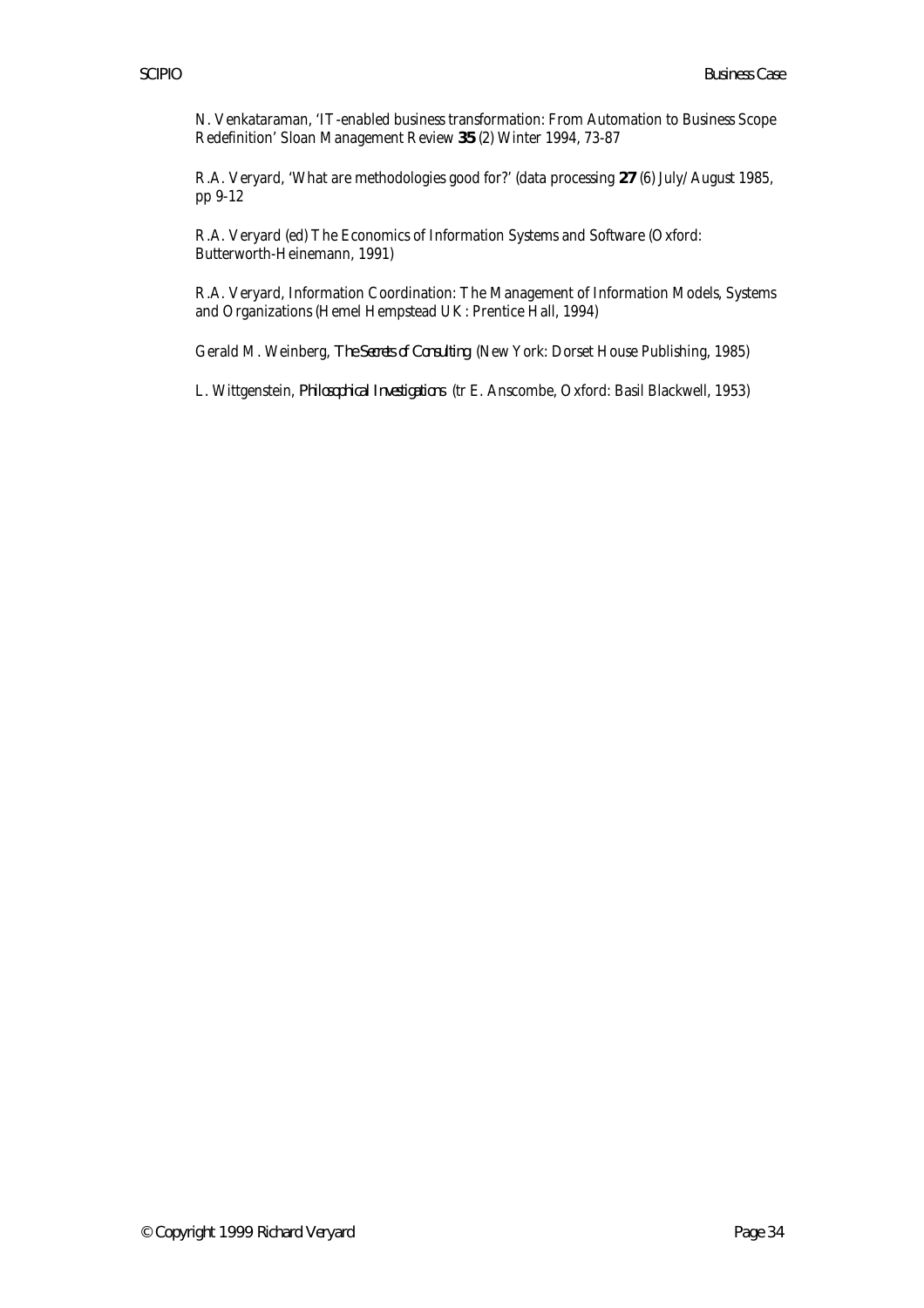N. Venkataraman, 'IT-enabled business transformation: From Automation to Business Scope Redefinition' Sloan Management Review **35** (2) Winter 1994, 73-87

R.A. Veryard, 'What are methodologies good for?' (data processing **27** (6) July/August 1985, pp 9-12

R.A. Veryard (ed) The Economics of Information Systems and Software (Oxford: Butterworth-Heinemann, 1991)

R.A. Veryard, Information Coordination: The Management of Information Models, Systems and Organizations (Hemel Hempstead UK: Prentice Hall, 1994)

Gerald M. Weinberg, *The Secrets of Consulting* (New York: Dorset House Publishing, 1985)

L. Wittgenstein, *Philosophical Investigations* (tr E. Anscombe, Oxford: Basil Blackwell, 1953)